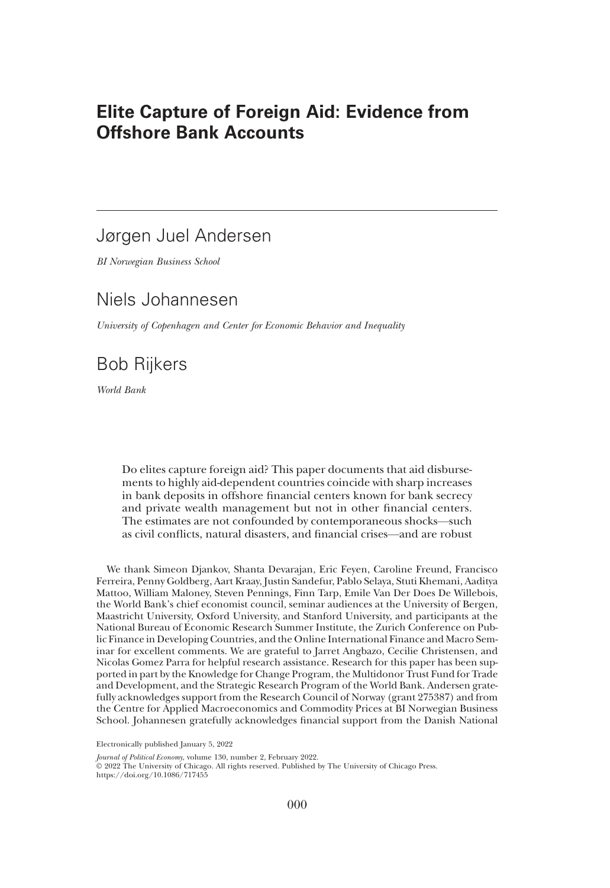# Elite Capture of Foreign Aid: Evidence from Offshore Bank Accounts

Jørgen Juel Andersen

*BI Norwegian Business School*

Niels Johannesen

*University of Copenhagen and Center for Economic Behavior and Inequality*

Bob Rijkers

*World Bank*

Do elites capture foreign aid? This paper documents that aid disbursements to highly aid-dependent countries coincide with sharp increases in bank deposits in offshore financial centers known for bank secrecy and private wealth management but not in other financial centers. The estimates are not confounded by contemporaneous shocks—such as civil conflicts, natural disasters, and financial crises—and are robust

We thank Simeon Djankov, Shanta Devarajan, Eric Feyen, Caroline Freund, Francisco Ferreira, Penny Goldberg, Aart Kraay, Justin Sandefur, Pablo Selaya, Stuti Khemani, Aaditya Mattoo, William Maloney, Steven Pennings, Finn Tarp, Emile Van Der Does De Willebois, the World Bank's chief economist council, seminar audiences at the University of Bergen, Maastricht University, Oxford University, and Stanford University, and participants at the National Bureau of Economic Research Summer Institute, the Zurich Conference on Public Finance in Developing Countries, and the Online International Finance and Macro Seminar for excellent comments. We are grateful to Jarret Angbazo, Cecilie Christensen, and Nicolas Gomez Parra for helpful research assistance. Research for this paper has been supported in part by the Knowledge for Change Program, the Multidonor Trust Fund for Trade and Development, and the Strategic Research Program of the World Bank. Andersen gratefully acknowledges support from the Research Council of Norway (grant 275387) and from the Centre for Applied Macroeconomics and Commodity Prices at BI Norwegian Business School. Johannesen gratefully acknowledges financial support from the Danish National

Electronically published January 5, 2022

*Journal of Political Economy*, volume 130, number 2, February 2022.
© 2022 The University of Chicago. All rights reserved. Published by The University of Chicago Press.
https://doi.org/10.1086/717455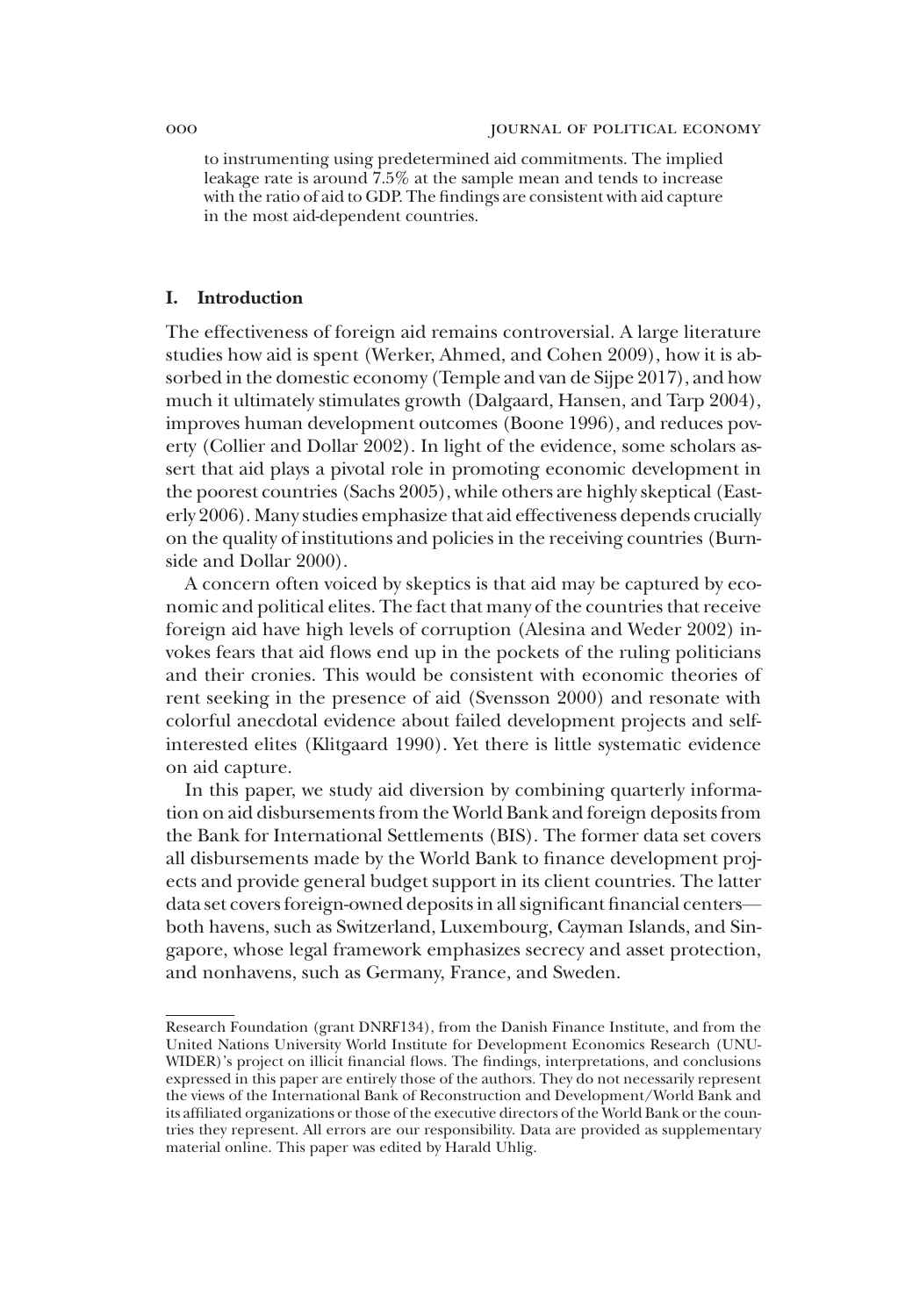to instrumenting using predetermined aid commitments. The implied leakage rate is around 7.5% at the sample mean and tends to increase with the ratio of aid to GDP. The findings are consistent with aid capture in the most aid-dependent countries.

## I. Introduction

The effectiveness of foreign aid remains controversial. A large literature studies how aid is spent (Werker, Ahmed, and Cohen 2009), how it is absorbed in the domestic economy (Temple and van de Sijpe 2017), and how much it ultimately stimulates growth (Dalgaard, Hansen, and Tarp 2004), improves human development outcomes (Boone 1996), and reduces poverty (Collier and Dollar 2002). In light of the evidence, some scholars assert that aid plays a pivotal role in promoting economic development in the poorest countries (Sachs 2005), while others are highly skeptical (Easterly 2006). Many studies emphasize that aid effectiveness depends crucially on the quality of institutions and policies in the receiving countries (Burnside and Dollar 2000).

A concern often voiced by skeptics is that aid may be captured by economic and political elites. The fact that many of the countries that receive foreign aid have high levels of corruption (Alesina and Weder 2002) invokes fears that aid flows end up in the pockets of the ruling politicians and their cronies. This would be consistent with economic theories of rent seeking in the presence of aid (Svensson 2000) and resonate with colorful anecdotal evidence about failed development projects and self-interested elites (Klitgaard 1990). Yet there is little systematic evidence on aid capture.

In this paper, we study aid diversion by combining quarterly information on aid disbursements from the World Bank and foreign deposits from the Bank for International Settlements (BIS). The former data set covers all disbursements made by the World Bank to finance development projects and provide general budget support in its client countries. The latter data set covers foreign-owned deposits in all significant financial centers—both havens, such as Switzerland, Luxembourg, Cayman Islands, and Singapore, whose legal framework emphasizes secrecy and asset protection, and nonhavens, such as Germany, France, and Sweden.

Research Foundation (grant DNRF134), from the Danish Finance Institute, and from the United Nations University World Institute for Development Economics Research (UNU-WIDER)'s project on illicit financial flows. The findings, interpretations, and conclusions expressed in this paper are entirely those of the authors. They do not necessarily represent the views of the International Bank of Reconstruction and Development/World Bank and its affiliated organizations or those of the executive directors of the World Bank or the countries they represent. All errors are our responsibility. Data are provided as supplementary material online. This paper was edited by Harald Uhlig.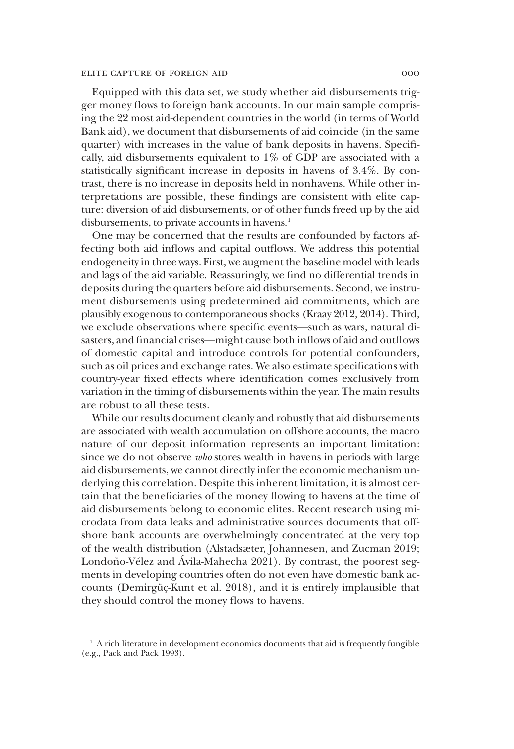Equipped with this data set, we study whether aid disbursements trigger money flows to foreign bank accounts. In our main sample comprising the 22 most aid-dependent countries in the world (in terms of World Bank aid), we document that disbursements of aid coincide (in the same quarter) with increases in the value of bank deposits in havens. Specifically, aid disbursements equivalent to 1% of GDP are associated with a statistically significant increase in deposits in havens of 3.4%. By contrast, there is no increase in deposits held in nonhavens. While other interpretations are possible, these findings are consistent with elite capture: diversion of aid disbursements, or of other funds freed up by the aid disbursements, to private accounts in havens.[1]

One may be concerned that the results are confounded by factors affecting both aid inflows and capital outflows. We address this potential endogeneity in three ways. First, we augment the baseline model with leads and lags of the aid variable. Reassuringly, we find no differential trends in deposits during the quarters before aid disbursements. Second, we instrument disbursements using predetermined aid commitments, which are plausibly exogenous to contemporaneous shocks (Kraay 2012, 2014). Third, we exclude observations where specific events—such as wars, natural disasters, and financial crises—might cause both inflows of aid and outflows of domestic capital and introduce controls for potential confounders, such as oil prices and exchange rates. We also estimate specifications with country-year fixed effects where identification comes exclusively from variation in the timing of disbursements within the year. The main results are robust to all these tests.

While our results document cleanly and robustly that aid disbursements are associated with wealth accumulation on offshore accounts, the macro nature of our deposit information represents an important limitation: since we do not observe *who* stores wealth in havens in periods with large aid disbursements, we cannot directly infer the economic mechanism underlying this correlation. Despite this inherent limitation, it is almost certain that the beneficiaries of the money flowing to havens at the time of aid disbursements belong to economic elites. Recent research using microdata from data leaks and administrative sources documents that offshore bank accounts are overwhelmingly concentrated at the very top of the wealth distribution (Alstadsæter, Johannesen, and Zucman 2019; Londoño-Vélez and Ávila-Mahecha 2021). By contrast, the poorest segments in developing countries often do not even have domestic bank accounts (Demirgüç-Kunt et al. 2018), and it is entirely implausible that they should control the money flows to havens.

[1] A rich literature in development economics documents that aid is frequently fungible (e.g., Pack and Pack 1993).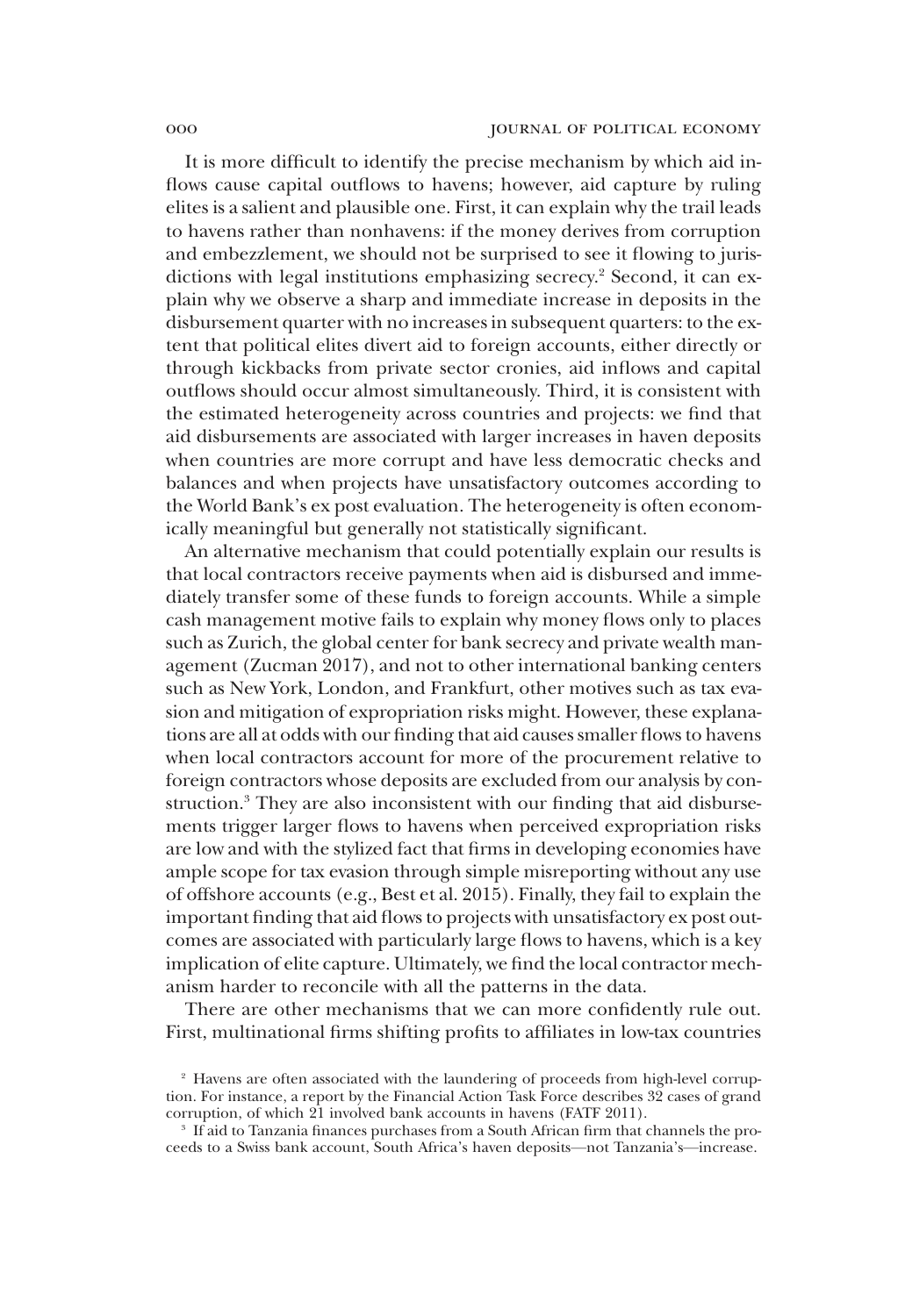It is more difficult to identify the precise mechanism by which aid inflows cause capital outflows to havens; however, aid capture by ruling elites is a salient and plausible one. First, it can explain why the trail leads to havens rather than nonhavens: if the money derives from corruption and embezzlement, we should not be surprised to see it flowing to jurisdictions with legal institutions emphasizing secrecy.[2] Second, it can explain why we observe a sharp and immediate increase in deposits in the disbursement quarter with no increases in subsequent quarters: to the extent that political elites divert aid to foreign accounts, either directly or through kickbacks from private sector cronies, aid inflows and capital outflows should occur almost simultaneously. Third, it is consistent with the estimated heterogeneity across countries and projects: we find that aid disbursements are associated with larger increases in haven deposits when countries are more corrupt and have less democratic checks and balances and when projects have unsatisfactory outcomes according to the World Bank's ex post evaluation. The heterogeneity is often economically meaningful but generally not statistically significant.

An alternative mechanism that could potentially explain our results is that local contractors receive payments when aid is disbursed and immediately transfer some of these funds to foreign accounts. While a simple cash management motive fails to explain why money flows only to places such as Zurich, the global center for bank secrecy and private wealth management (Zucman 2017), and not to other international banking centers such as New York, London, and Frankfurt, other motives such as tax evasion and mitigation of expropriation risks might. However, these explanations are all at odds with our finding that aid causes smaller flows to havens when local contractors account for more of the procurement relative to foreign contractors whose deposits are excluded from our analysis by construction.[3] They are also inconsistent with our finding that aid disbursements trigger larger flows to havens when perceived expropriation risks are low and with the stylized fact that firms in developing economies have ample scope for tax evasion through simple misreporting without any use of offshore accounts (e.g., Best et al. 2015). Finally, they fail to explain the important finding that aid flows to projects with unsatisfactory ex post outcomes are associated with particularly large flows to havens, which is a key implication of elite capture. Ultimately, we find the local contractor mechanism harder to reconcile with all the patterns in the data.

There are other mechanisms that we can more confidently rule out. First, multinational firms shifting profits to affiliates in low-tax countries

[2] Havens are often associated with the laundering of proceeds from high-level corruption. For instance, a report by the Financial Action Task Force describes 32 cases of grand corruption, of which 21 involved bank accounts in havens (FATF 2011).

[3] If aid to Tanzania finances purchases from a South African firm that channels the proceeds to a Swiss bank account, South Africa's haven deposits—not Tanzania's—increase.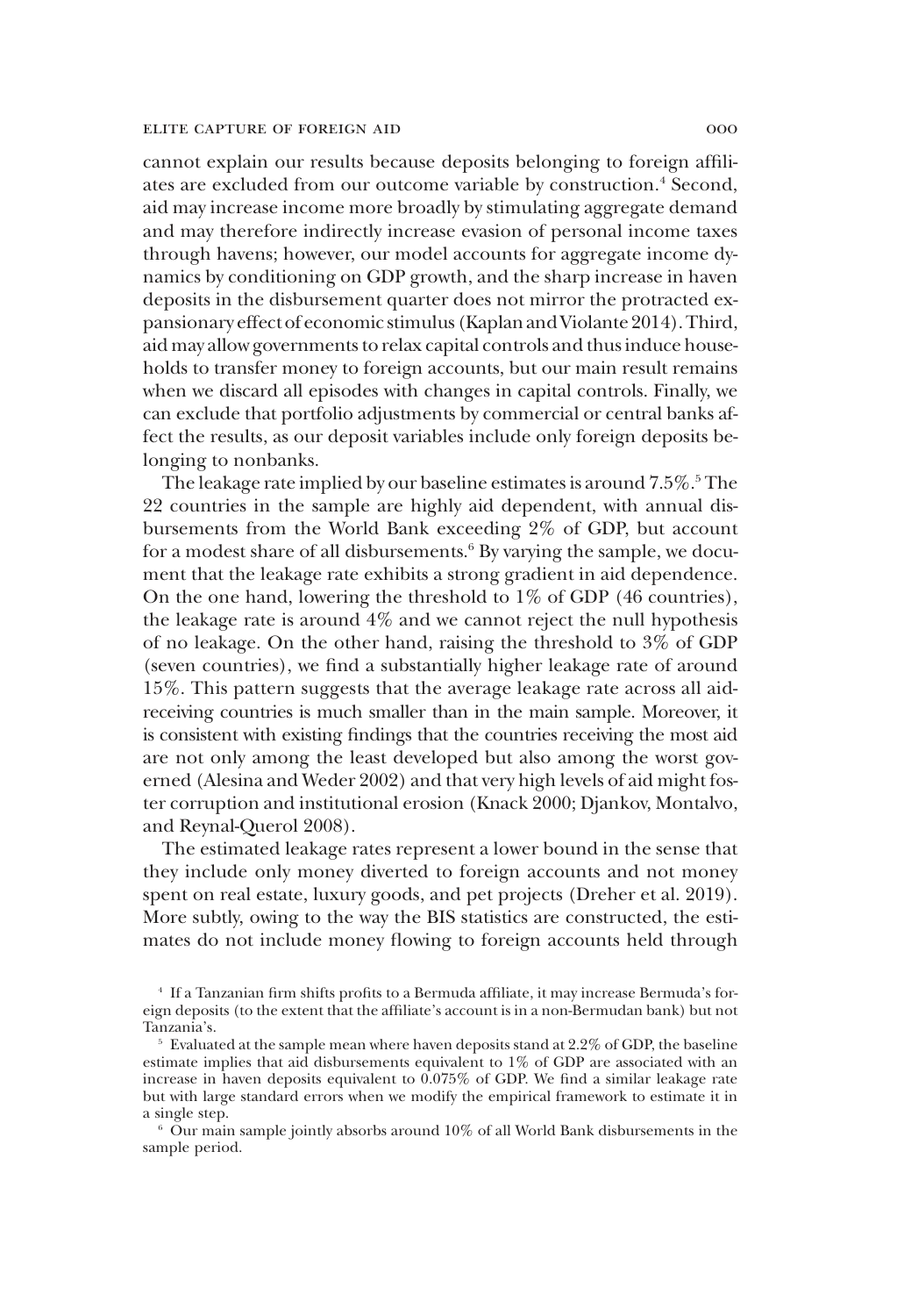cannot explain our results because deposits belonging to foreign affiliates are excluded from our outcome variable by construction.[4] Second, aid may increase income more broadly by stimulating aggregate demand and may therefore indirectly increase evasion of personal income taxes through havens; however, our model accounts for aggregate income dynamics by conditioning on GDP growth, and the sharp increase in haven deposits in the disbursement quarter does not mirror the protracted expansionary effect of economic stimulus (Kaplan and Violante 2014). Third, aid may allow governments to relax capital controls and thus induce households to transfer money to foreign accounts, but our main result remains when we discard all episodes with changes in capital controls. Finally, we can exclude that portfolio adjustments by commercial or central banks affect the results, as our deposit variables include only foreign deposits belonging to nonbanks.

The leakage rate implied by our baseline estimates is around 7.5%.[5] The 22 countries in the sample are highly aid dependent, with annual disbursements from the World Bank exceeding 2% of GDP, but account for a modest share of all disbursements.[6] By varying the sample, we document that the leakage rate exhibits a strong gradient in aid dependence. On the one hand, lowering the threshold to 1% of GDP (46 countries), the leakage rate is around 4% and we cannot reject the null hypothesis of no leakage. On the other hand, raising the threshold to 3% of GDP (seven countries), we find a substantially higher leakage rate of around 15%. This pattern suggests that the average leakage rate across all aid-receiving countries is much smaller than in the main sample. Moreover, it is consistent with existing findings that the countries receiving the most aid are not only among the least developed but also among the worst governed (Alesina and Weder 2002) and that very high levels of aid might foster corruption and institutional erosion (Knack 2000; Djankov, Montalvo, and Reynal-Querol 2008).

The estimated leakage rates represent a lower bound in the sense that they include only money diverted to foreign accounts and not money spent on real estate, luxury goods, and pet projects (Dreher et al. 2019). More subtly, owing to the way the BIS statistics are constructed, the estimates do not include money flowing to foreign accounts held through

[4] If a Tanzanian firm shifts profits to a Bermuda affiliate, it may increase Bermuda's foreign deposits (to the extent that the affiliate's account is in a non-Bermudan bank) but not Tanzania's.

[5] Evaluated at the sample mean where haven deposits stand at 2.2% of GDP, the baseline estimate implies that aid disbursements equivalent to 1% of GDP are associated with an increase in haven deposits equivalent to 0.075% of GDP. We find a similar leakage rate but with large standard errors when we modify the empirical framework to estimate it in a single step.

[6] Our main sample jointly absorbs around 10% of all World Bank disbursements in the sample period.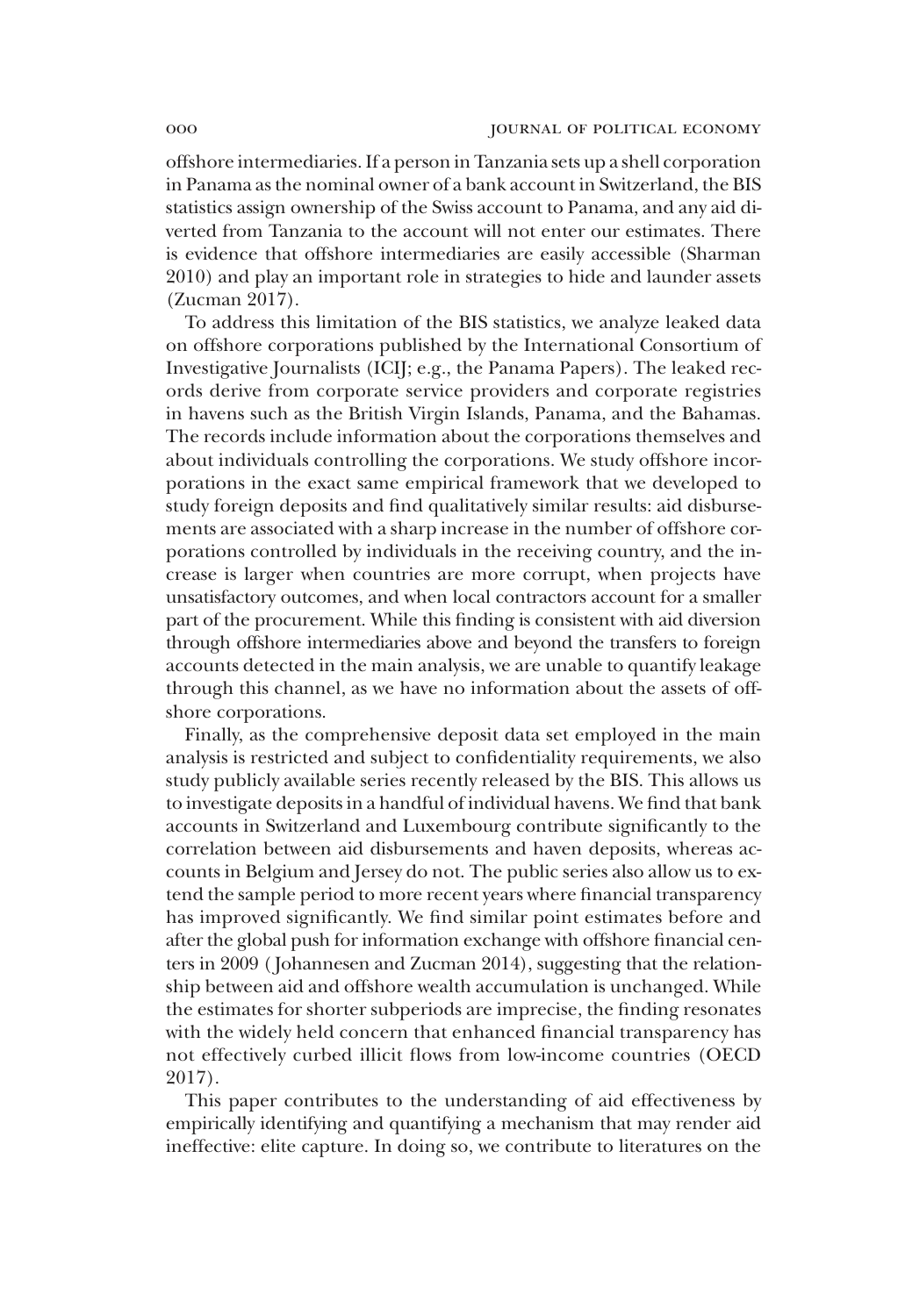offshore intermediaries. If a person in Tanzania sets up a shell corporation in Panama as the nominal owner of a bank account in Switzerland, the BIS statistics assign ownership of the Swiss account to Panama, and any aid diverted from Tanzania to the account will not enter our estimates. There is evidence that offshore intermediaries are easily accessible (Sharman 2010) and play an important role in strategies to hide and launder assets (Zucman 2017).

To address this limitation of the BIS statistics, we analyze leaked data on offshore corporations published by the International Consortium of Investigative Journalists (ICIJ; e.g., the Panama Papers). The leaked records derive from corporate service providers and corporate registries in havens such as the British Virgin Islands, Panama, and the Bahamas. The records include information about the corporations themselves and about individuals controlling the corporations. We study offshore incorporations in the exact same empirical framework that we developed to study foreign deposits and find qualitatively similar results: aid disbursements are associated with a sharp increase in the number of offshore corporations controlled by individuals in the receiving country, and the increase is larger when countries are more corrupt, when projects have unsatisfactory outcomes, and when local contractors account for a smaller part of the procurement. While this finding is consistent with aid diversion through offshore intermediaries above and beyond the transfers to foreign accounts detected in the main analysis, we are unable to quantify leakage through this channel, as we have no information about the assets of offshore corporations.

Finally, as the comprehensive deposit data set employed in the main analysis is restricted and subject to confidentiality requirements, we also study publicly available series recently released by the BIS. This allows us to investigate deposits in a handful of individual havens. We find that bank accounts in Switzerland and Luxembourg contribute significantly to the correlation between aid disbursements and haven deposits, whereas accounts in Belgium and Jersey do not. The public series also allow us to extend the sample period to more recent years where financial transparency has improved significantly. We find similar point estimates before and after the global push for information exchange with offshore financial centers in 2009 (Johannesen and Zucman 2014), suggesting that the relationship between aid and offshore wealth accumulation is unchanged. While the estimates for shorter subperiods are imprecise, the finding resonates with the widely held concern that enhanced financial transparency has not effectively curbed illicit flows from low-income countries (OECD 2017).

This paper contributes to the understanding of aid effectiveness by empirically identifying and quantifying a mechanism that may render aid ineffective: elite capture. In doing so, we contribute to literatures on the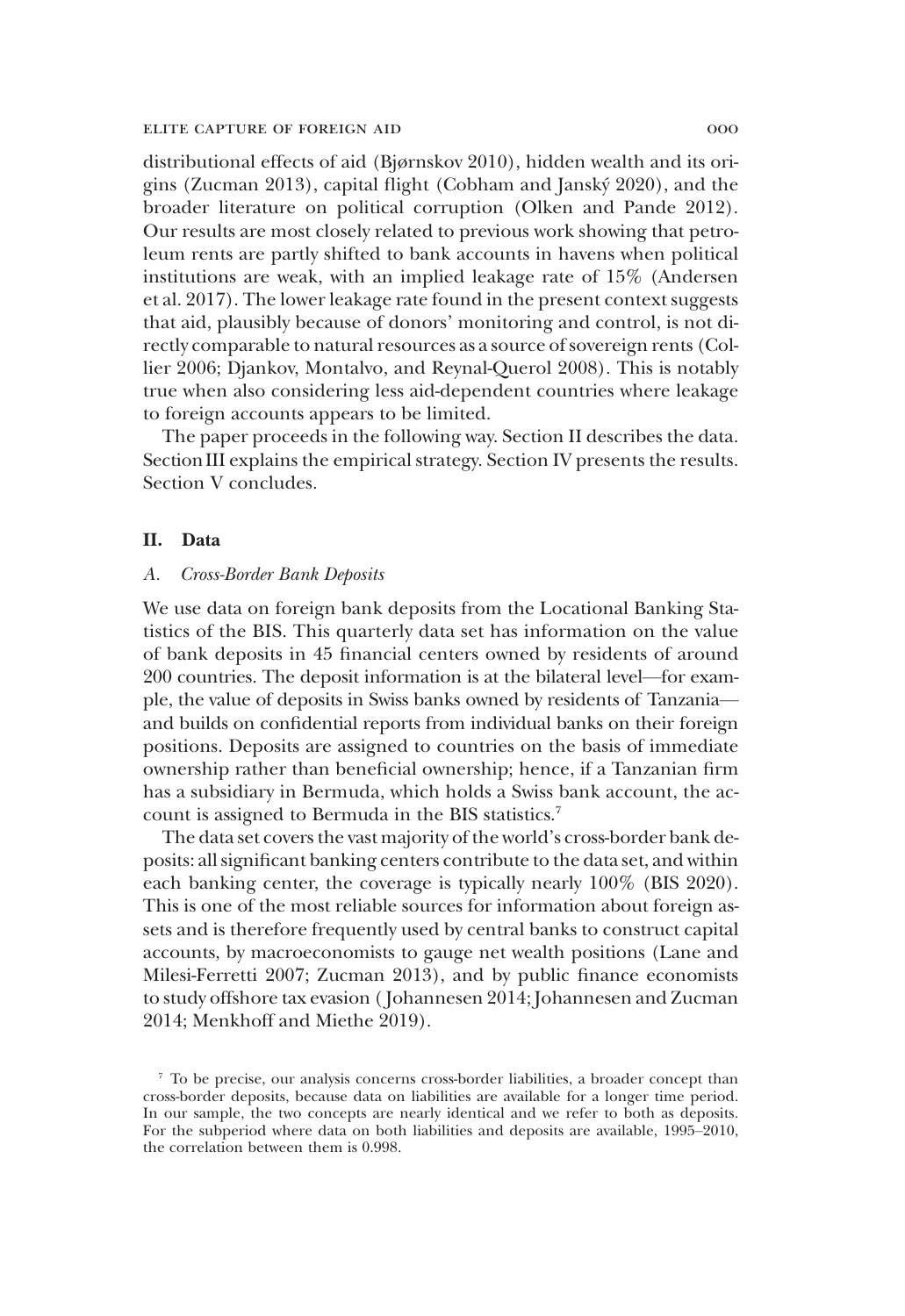distributional effects of aid (Bjørnskov 2010), hidden wealth and its origins (Zucman 2013), capital flight (Cobham and Janský 2020), and the broader literature on political corruption (Olken and Pande 2012). Our results are most closely related to previous work showing that petroleum rents are partly shifted to bank accounts in havens when political institutions are weak, with an implied leakage rate of 15% (Andersen et al. 2017). The lower leakage rate found in the present context suggests that aid, plausibly because of donors' monitoring and control, is not directly comparable to natural resources as a source of sovereign rents (Collier 2006; Djankov, Montalvo, and Reynal-Querol 2008). This is notably true when also considering less aid-dependent countries where leakage to foreign accounts appears to be limited.

The paper proceeds in the following way. Section II describes the data. Section III explains the empirical strategy. Section IV presents the results. Section V concludes.

## II. Data

### A. *Cross-Border Bank Deposits*

We use data on foreign bank deposits from the Locational Banking Statistics of the BIS. This quarterly data set has information on the value of bank deposits in 45 financial centers owned by residents of around 200 countries. The deposit information is at the bilateral level—for example, the value of deposits in Swiss banks owned by residents of Tanzania—and builds on confidential reports from individual banks on their foreign positions. Deposits are assigned to countries on the basis of immediate ownership rather than beneficial ownership; hence, if a Tanzanian firm has a subsidiary in Bermuda, which holds a Swiss bank account, the account is assigned to Bermuda in the BIS statistics.[7]

The data set covers the vast majority of the world's cross-border bank deposits: all significant banking centers contribute to the data set, and within each banking center, the coverage is typically nearly 100% (BIS 2020). This is one of the most reliable sources for information about foreign assets and is therefore frequently used by central banks to construct capital accounts, by macroeconomists to gauge net wealth positions (Lane and Milesi-Ferretti 2007; Zucman 2013), and by public finance economists to study offshore tax evasion (Johannesen 2014; Johannesen and Zucman 2014; Menkhoff and Miethe 2019).

[7] To be precise, our analysis concerns cross-border liabilities, a broader concept than cross-border deposits, because data on liabilities are available for a longer time period. In our sample, the two concepts are nearly identical and we refer to both as deposits. For the subperiod where data on both liabilities and deposits are available, 1995–2010, the correlation between them is 0.998.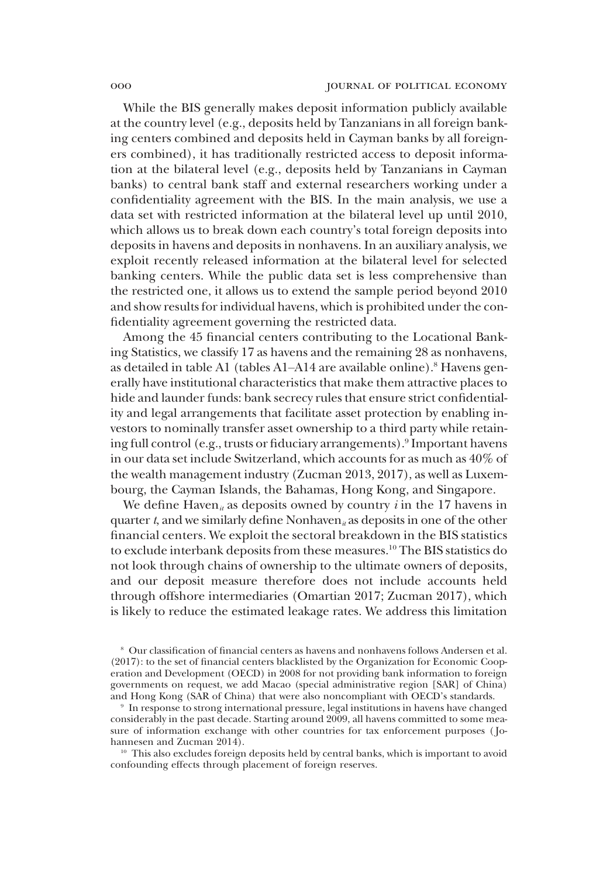While the BIS generally makes deposit information publicly available at the country level (e.g., deposits held by Tanzanians in all foreign banking centers combined and deposits held in Cayman banks by all foreigners combined), it has traditionally restricted access to deposit information at the bilateral level (e.g., deposits held by Tanzanians in Cayman banks) to central bank staff and external researchers working under a confidentiality agreement with the BIS. In the main analysis, we use a data set with restricted information at the bilateral level up until 2010, which allows us to break down each country's total foreign deposits into deposits in havens and deposits in nonhavens. In an auxiliary analysis, we exploit recently released information at the bilateral level for selected banking centers. While the public data set is less comprehensive than the restricted one, it allows us to extend the sample period beyond 2010 and show results for individual havens, which is prohibited under the confidentiality agreement governing the restricted data.

Among the 45 financial centers contributing to the Locational Banking Statistics, we classify 17 as havens and the remaining 28 as nonhavens, as detailed in table A1 (tables A1–A14 are available online).[8] Havens generally have institutional characteristics that make them attractive places to hide and launder funds: bank secrecy rules that ensure strict confidentiality and legal arrangements that facilitate asset protection by enabling investors to nominally transfer asset ownership to a third party while retaining full control (e.g., trusts or fiduciary arrangements).[9] Important havens in our data set include Switzerland, which accounts for as much as 40% of the wealth management industry (Zucman 2013, 2017), as well as Luxembourg, the Cayman Islands, the Bahamas, Hong Kong, and Singapore.

We define $\text{Haven}_{it}$ as deposits owned by country $i$ in the 17 havens in quarter $t$, and we similarly define $\text{Nonhaven}_{it}$ as deposits in one of the other financial centers. We exploit the sectoral breakdown in the BIS statistics to exclude interbank deposits from these measures.[10] The BIS statistics do not look through chains of ownership to the ultimate owners of deposits, and our deposit measure therefore does not include accounts held through offshore intermediaries (Omartian 2017; Zucman 2017), which is likely to reduce the estimated leakage rates. We address this limitation

[8] Our classification of financial centers as havens and nonhavens follows Andersen et al. (2017): to the set of financial centers blacklisted by the Organization for Economic Cooperation and Development (OECD) in 2008 for not providing bank information to foreign governments on request, we add Macao (special administrative region [SAR] of China) and Hong Kong (SAR of China) that were also noncompliant with OECD's standards.

[9] In response to strong international pressure, legal institutions in havens have changed considerably in the past decade. Starting around 2009, all havens committed to some measure of information exchange with other countries for tax enforcement purposes (Johannesen and Zucman 2014).

[10] This also excludes foreign deposits held by central banks, which is important to avoid confounding effects through placement of foreign reserves.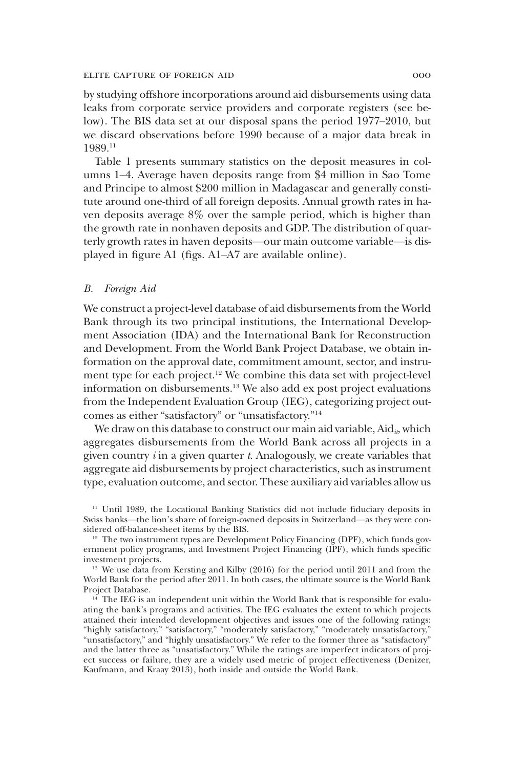by studying offshore incorporations around aid disbursements using data leaks from corporate service providers and corporate registers (see below). The BIS data set at our disposal spans the period 1977–2010, but we discard observations before 1990 because of a major data break in 1989.[11]

Table 1 presents summary statistics on the deposit measures in columns 1–4. Average haven deposits range from $4 million in Sao Tome and Principe to almost $200 million in Madagascar and generally constitute around one-third of all foreign deposits. Annual growth rates in haven deposits average 8% over the sample period, which is higher than the growth rate in nonhaven deposits and GDP. The distribution of quarterly growth rates in haven deposits—our main outcome variable—is displayed in figure A1 (figs. A1–A7 are available online).

### *B. Foreign Aid*

We construct a project-level database of aid disbursements from the World Bank through its two principal institutions, the International Development Association (IDA) and the International Bank for Reconstruction and Development. From the World Bank Project Database, we obtain information on the approval date, commitment amount, sector, and instrument type for each project.[12] We combine this data set with project-level information on disbursements.[13] We also add ex post project evaluations from the Independent Evaluation Group (IEG), categorizing project outcomes as either "satisfactory" or "unsatisfactory."[14]

We draw on this database to construct our main aid variable, $\text{Aid}_{it}$, which aggregates disbursements from the World Bank across all projects in a given country $i$ in a given quarter $t$. Analogously, we create variables that aggregate aid disbursements by project characteristics, such as instrument type, evaluation outcome, and sector. These auxiliary aid variables allow us

[11] Until 1989, the Locational Banking Statistics did not include fiduciary deposits in Swiss banks—the lion's share of foreign-owned deposits in Switzerland—as they were considered off-balance-sheet items by the BIS.

[12] The two instrument types are Development Policy Financing (DPF), which funds government policy programs, and Investment Project Financing (IPF), which funds specific investment projects.

[13] We use data from Kersting and Kilby (2016) for the period until 2011 and from the World Bank for the period after 2011. In both cases, the ultimate source is the World Bank Project Database.

[14] The IEG is an independent unit within the World Bank that is responsible for evaluating the bank's programs and activities. The IEG evaluates the extent to which projects attained their intended development objectives and issues one of the following ratings: "highly satisfactory," "satisfactory," "moderately satisfactory," "moderately unsatisfactory," "unsatisfactory," and "highly unsatisfactory." We refer to the former three as "satisfactory" and the latter three as "unsatisfactory." While the ratings are imperfect indicators of project success or failure, they are a widely used metric of project effectiveness (Denizer, Kaufmann, and Kraay 2013), both inside and outside the World Bank.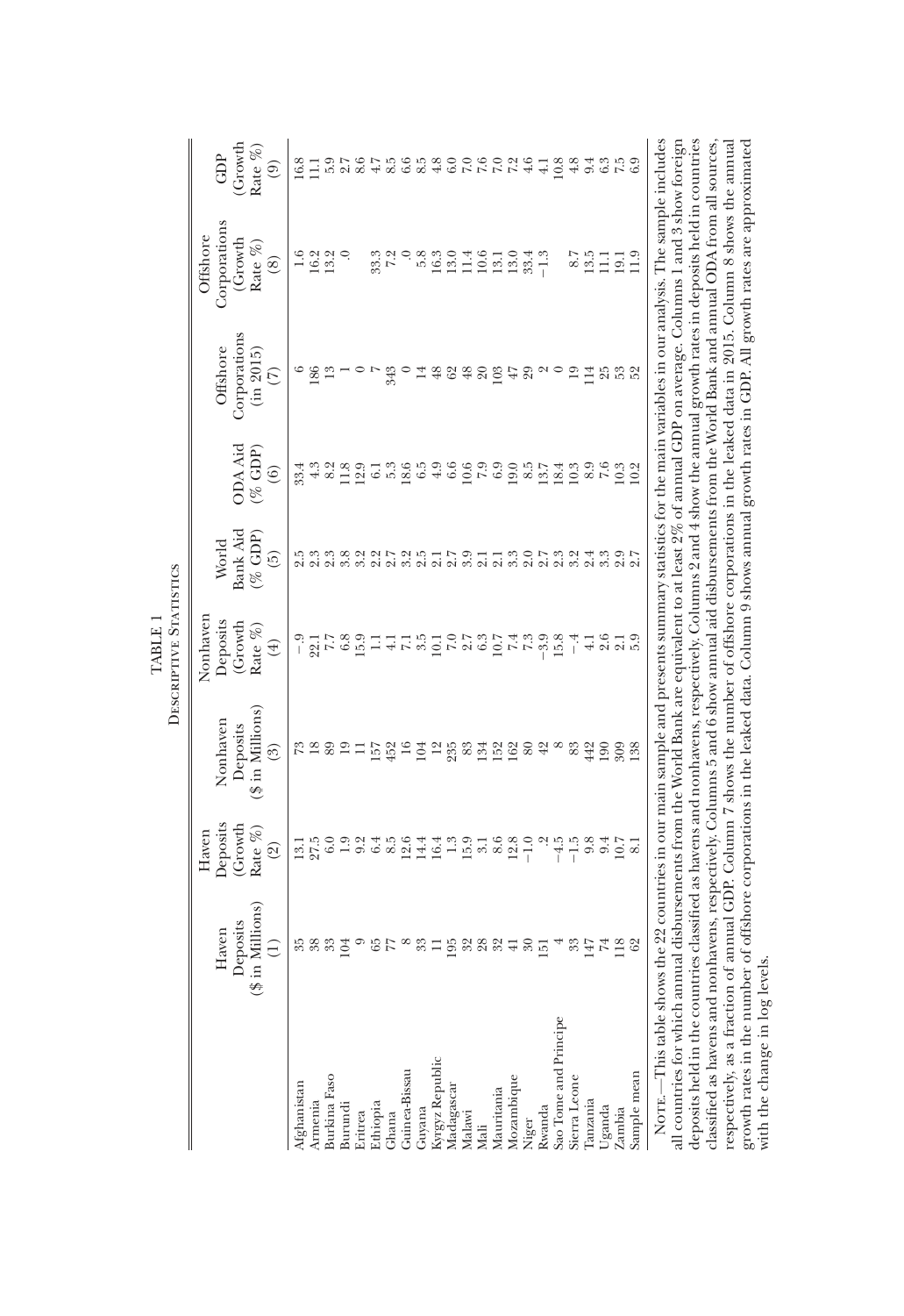TABLE 1

Descriptive Statistics

| | Haven Deposits ($ in Millions) (1) | Haven Deposits (Growth Rate %) (2) | Nonhaven Deposits ($ in Millions) (3) | Nonhaven Deposits (Growth Rate %) (4) | World Bank Aid (% GDP) (5) | ODA Aid (% GDP) (6) | Offshore Corporations (in 2015) (7) | Offshore Corporations (Growth Rate %) (8) | GDP (Growth Rate %) (9) |
|---|---|---|---|---|---|---|---|---|---|
| Afghanistan | 35 | 13.1 | 73 | −.9 | 2.5 | 33.4 | 6 | 1.6 | 16.8 |
| Armenia | 38 | 27.5 | 18 | 22.1 | 2.3 | 4.3 | 186 | 16.2 | 11.1 |
| Burkina Faso | 33 | 6.0 | 89 | 7.7 | 2.3 | 8.2 | 13 | 13.2 | 5.9 |
| Burundi | 104 | 1.9 | 19 | 6.8 | 3.8 | 11.8 | 1 | .0 | 2.7 |
| Eritrea | 9 | 9.2 | 11 | 15.9 | 3.2 | 12.9 | 0 | | 8.6 |
| Ethiopia | 65 | 6.4 | 157 | 1.1 | 2.2 | 6.1 | 7 | 33.3 | 4.7 |
| Ghana | 77 | 8.5 | 452 | 4.1 | 2.7 | 5.3 | 343 | 7.2 | 8.5 |
| Guinea-Bissau | 8 | 12.6 | 16 | 7.1 | 3.2 | 18.6 | 0 | .0 | 6.6 |
| Guyana | 33 | 14.4 | 104 | 3.5 | 2.5 | 6.5 | 14 | 5.8 | 8.5 |
| Kyrgyz Republic | 11 | 16.4 | 12 | 10.1 | 2.1 | 4.9 | 48 | 16.3 | 4.8 |
| Madagascar | 195 | 1.3 | 235 | 7.0 | 2.7 | 6.6 | 62 | 13.0 | 6.0 |
| Malawi | 32 | 15.9 | 83 | 2.7 | 3.9 | 10.6 | 48 | 11.4 | 7.0 |
| Mali | 28 | 3.1 | 134 | 6.3 | 2.1 | 7.9 | 20 | 10.6 | 7.6 |
| Mauritania | 32 | 8.6 | 152 | 10.7 | 2.1 | 6.9 | 103 | 13.1 | 7.0 |
| Mozambique | 41 | 12.8 | 162 | 7.4 | 3.3 | 19.0 | 47 | 13.0 | 7.2 |
| Niger | 30 | −1.0 | 80 | 7.3 | 2.0 | 8.5 | 29 | 33.4 | 4.6 |
| Rwanda | 151 | .2 | 42 | −3.9 | 2.7 | 13.7 | 2 | −1.3 | 4.1 |
| Sao Tome and Principe | 4 | −4.5 | 8 | 15.8 | 2.3 | 18.4 | 0 | | 10.8 |
| Sierra Leone | 33 | −1.5 | 83 | −.4 | 3.2 | 10.3 | 19 | 8.7 | 4.8 |
| Tanzania | 147 | 9.8 | 442 | 4.1 | 2.4 | 8.9 | 114 | 13.5 | 9.4 |
| Uganda | 74 | 9.4 | 190 | 2.6 | 3.3 | 7.6 | 25 | 11.1 | 6.3 |
| Zambia | 118 | 10.7 | 309 | 2.1 | 2.9 | 10.3 | 53 | 19.1 | 7.5 |
| Sample mean | 62 | 8.1 | 138 | 5.9 | 2.7 | 10.2 | 52 | 11.9 | 6.9 |

Note.—This table shows the 22 countries in our main sample and presents summary statistics for the main variables in our analysis. The sample includes all countries for which annual disbursements from the World Bank are equivalent to at least 2% of annual GDP on average. Columns 1 and 3 show foreign deposits held in the countries classified as havens and nonhavens, respectively. Columns 2 and 4 show the annual growth rates in deposits held in countries classified as havens and nonhavens, respectively. Columns 5 and 6 show annual aid disbursements from the World Bank and annual ODA from all sources, respectively, as a fraction of annual GDP. Column 7 shows the number of offshore corporations in the leaked data in 2015. Column 8 shows the annual growth rates in the number of offshore corporations in the leaked data. Column 9 shows annual growth rates in GDP. All growth rates are approximated with the change in log levels.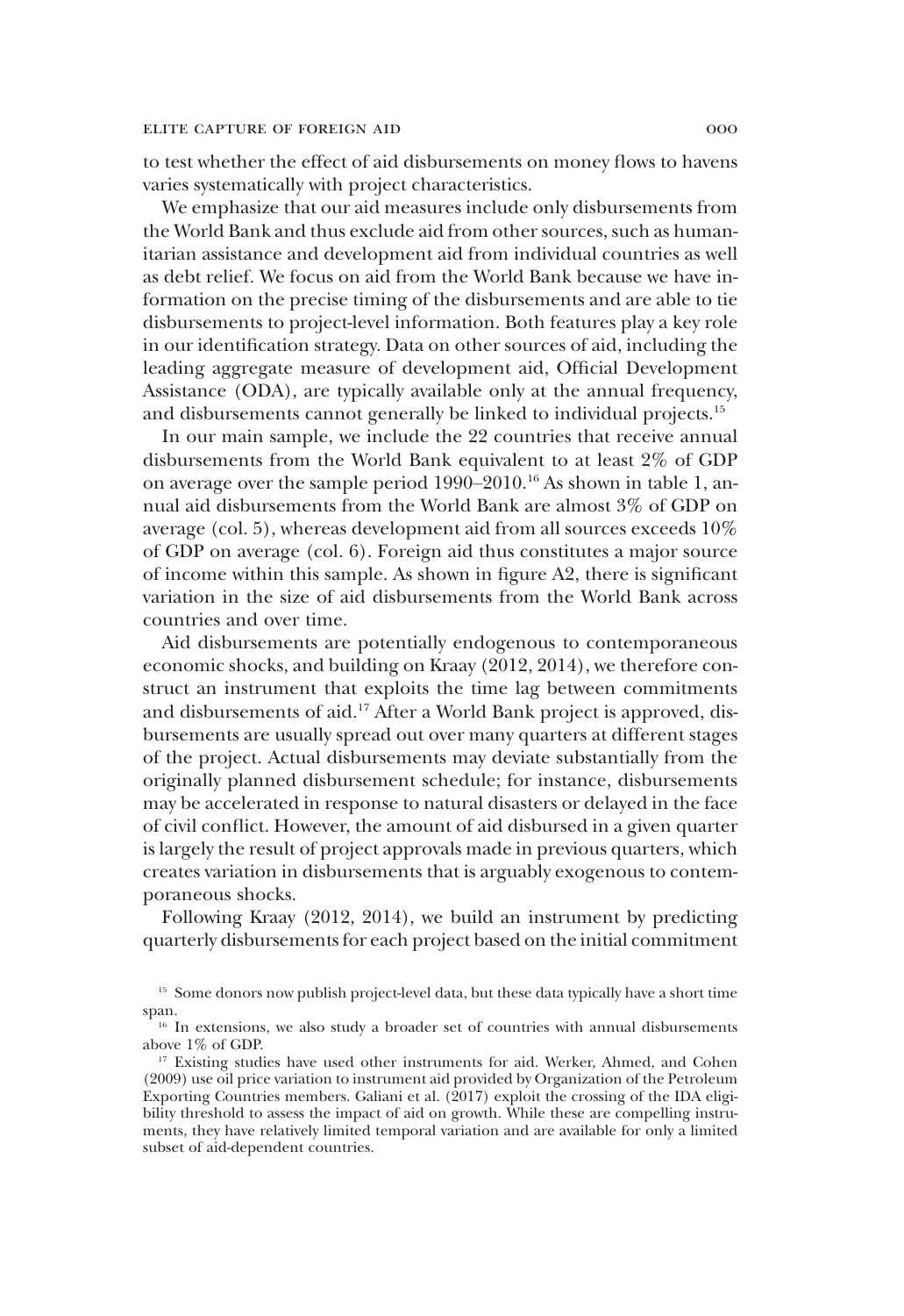to test whether the effect of aid disbursements on money flows to havens varies systematically with project characteristics.

We emphasize that our aid measures include only disbursements from the World Bank and thus exclude aid from other sources, such as humanitarian assistance and development aid from individual countries as well as debt relief. We focus on aid from the World Bank because we have information on the precise timing of the disbursements and are able to tie disbursements to project-level information. Both features play a key role in our identification strategy. Data on other sources of aid, including the leading aggregate measure of development aid, Official Development Assistance (ODA), are typically available only at the annual frequency, and disbursements cannot generally be linked to individual projects.[15]

In our main sample, we include the 22 countries that receive annual disbursements from the World Bank equivalent to at least 2% of GDP on average over the sample period 1990–2010.[16] As shown in table 1, annual aid disbursements from the World Bank are almost 3% of GDP on average (col. 5), whereas development aid from all sources exceeds 10% of GDP on average (col. 6). Foreign aid thus constitutes a major source of income within this sample. As shown in figure A2, there is significant variation in the size of aid disbursements from the World Bank across countries and over time.

Aid disbursements are potentially endogenous to contemporaneous economic shocks, and building on Kraay (2012, 2014), we therefore construct an instrument that exploits the time lag between commitments and disbursements of aid.[17] After a World Bank project is approved, disbursements are usually spread out over many quarters at different stages of the project. Actual disbursements may deviate substantially from the originally planned disbursement schedule; for instance, disbursements may be accelerated in response to natural disasters or delayed in the face of civil conflict. However, the amount of aid disbursed in a given quarter is largely the result of project approvals made in previous quarters, which creates variation in disbursements that is arguably exogenous to contemporaneous shocks.

Following Kraay (2012, 2014), we build an instrument by predicting quarterly disbursements for each project based on the initial commitment

[15] Some donors now publish project-level data, but these data typically have a short time span.

[16] In extensions, we also study a broader set of countries with annual disbursements above 1% of GDP.

[17] Existing studies have used other instruments for aid. Werker, Ahmed, and Cohen (2009) use oil price variation to instrument aid provided by Organization of the Petroleum Exporting Countries members. Galiani et al. (2017) exploit the crossing of the IDA eligibility threshold to assess the impact of aid on growth. While these are compelling instruments, they have relatively limited temporal variation and are available for only a limited subset of aid-dependent countries.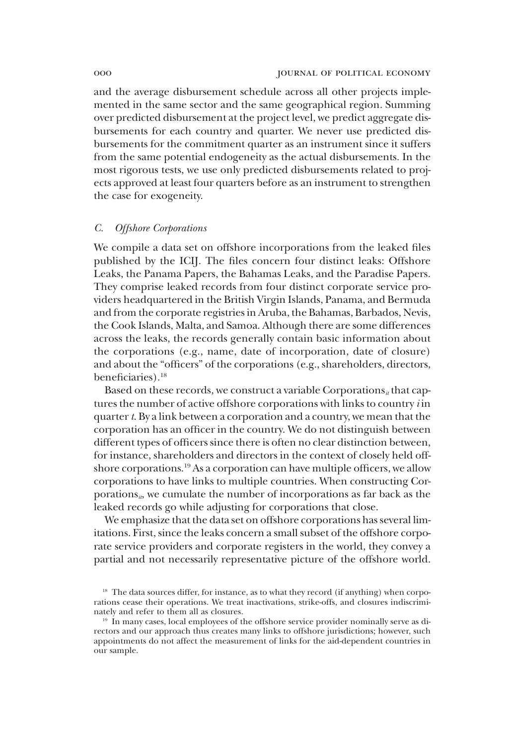and the average disbursement schedule across all other projects implemented in the same sector and the same geographical region. Summing over predicted disbursement at the project level, we predict aggregate disbursements for each country and quarter. We never use predicted disbursements for the commitment quarter as an instrument since it suffers from the same potential endogeneity as the actual disbursements. In the most rigorous tests, we use only predicted disbursements related to projects approved at least four quarters before as an instrument to strengthen the case for exogeneity.

### *C. Offshore Corporations*

We compile a data set on offshore incorporations from the leaked files published by the ICIJ. The files concern four distinct leaks: Offshore Leaks, the Panama Papers, the Bahamas Leaks, and the Paradise Papers. They comprise leaked records from four distinct corporate service providers headquartered in the British Virgin Islands, Panama, and Bermuda and from the corporate registries in Aruba, the Bahamas, Barbados, Nevis, the Cook Islands, Malta, and Samoa. Although there are some differences across the leaks, the records generally contain basic information about the corporations (e.g., name, date of incorporation, date of closure) and about the "officers" of the corporations (e.g., shareholders, directors, beneficiaries).[18]

Based on these records, we construct a variable $\text{Corporations}_{it}$ that captures the number of active offshore corporations with links to country $i$ in quarter $t$. By a link between a corporation and a country, we mean that the corporation has an officer in the country. We do not distinguish between different types of officers since there is often no clear distinction between, for instance, shareholders and directors in the context of closely held offshore corporations.[19] As a corporation can have multiple officers, we allow corporations to have links to multiple countries. When constructing $\text{Corporations}_{it}$, we cumulate the number of incorporations as far back as the leaked records go while adjusting for corporations that close.

We emphasize that the data set on offshore corporations has several limitations. First, since the leaks concern a small subset of the offshore corporate service providers and corporate registers in the world, they convey a partial and not necessarily representative picture of the offshore world.

[18] The data sources differ, for instance, as to what they record (if anything) when corporations cease their operations. We treat inactivations, strike-offs, and closures indiscriminately and refer to them all as closures.

[19] In many cases, local employees of the offshore service provider nominally serve as directors and our approach thus creates many links to offshore jurisdictions; however, such appointments do not affect the measurement of links for the aid-dependent countries in our sample.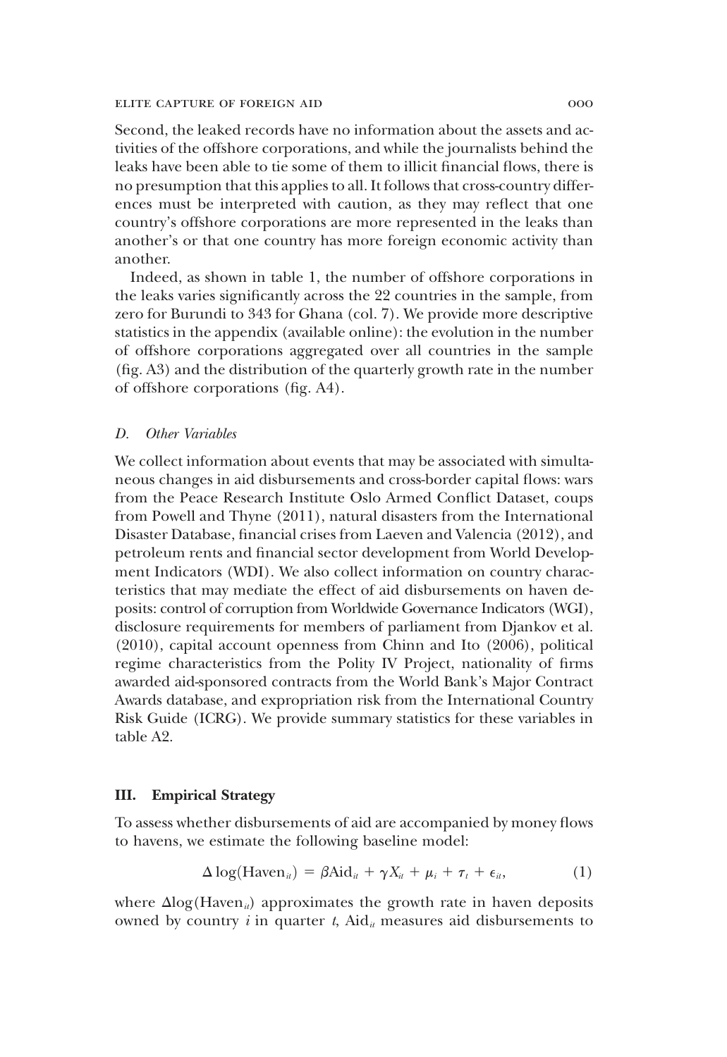Second, the leaked records have no information about the assets and activities of the offshore corporations, and while the journalists behind the leaks have been able to tie some of them to illicit financial flows, there is no presumption that this applies to all. It follows that cross-country differences must be interpreted with caution, as they may reflect that one country's offshore corporations are more represented in the leaks than another's or that one country has more foreign economic activity than another.

Indeed, as shown in table 1, the number of offshore corporations in the leaks varies significantly across the 22 countries in the sample, from zero for Burundi to 343 for Ghana (col. 7). We provide more descriptive statistics in the appendix (available online): the evolution in the number of offshore corporations aggregated over all countries in the sample (fig. A3) and the distribution of the quarterly growth rate in the number of offshore corporations (fig. A4).

### D. *Other Variables*

We collect information about events that may be associated with simultaneous changes in aid disbursements and cross-border capital flows: wars from the Peace Research Institute Oslo Armed Conflict Dataset, coups from Powell and Thyne (2011), natural disasters from the International Disaster Database, financial crises from Laeven and Valencia (2012), and petroleum rents and financial sector development from World Development Indicators (WDI). We also collect information on country characteristics that may mediate the effect of aid disbursements on haven deposits: control of corruption from Worldwide Governance Indicators (WGI), disclosure requirements for members of parliament from Djankov et al. (2010), capital account openness from Chinn and Ito (2006), political regime characteristics from the Polity IV Project, nationality of firms awarded aid-sponsored contracts from the World Bank's Major Contract Awards database, and expropriation risk from the International Country Risk Guide (ICRG). We provide summary statistics for these variables in table A2.

## III. Empirical Strategy

To assess whether disbursements of aid are accompanied by money flows to havens, we estimate the following baseline model:

$$\Delta \log(\text{Haven}_{it}) = \beta \text{Aid}_{it} + \gamma X_{it} + \mu_i + \tau_t + \epsilon_{it}, \qquad (1)$$

where $\Delta\log(\text{Haven}_{it})$ approximates the growth rate in haven deposits owned by country $i$ in quarter $t$, $\text{Aid}_{it}$ measures aid disbursements to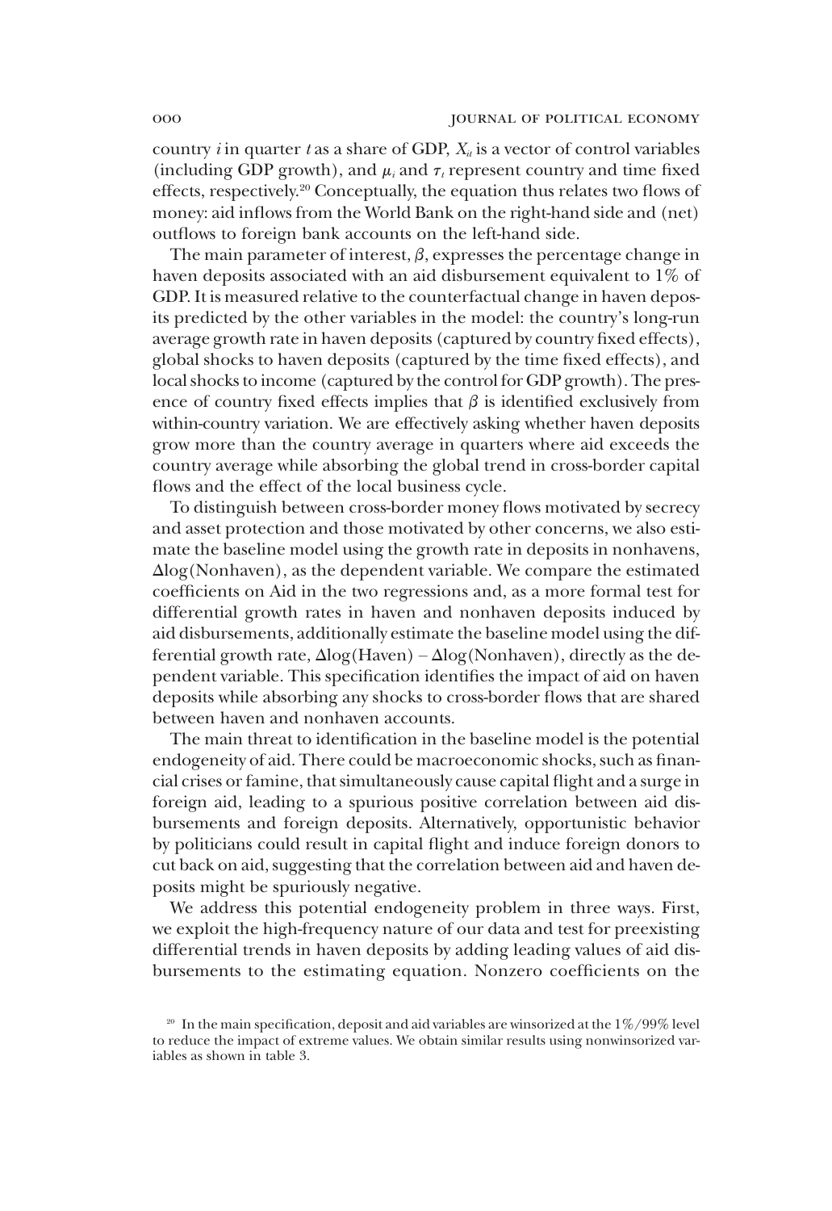country $i$ in quarter $t$ as a share of GDP, $X_{it}$ is a vector of control variables (including GDP growth), and $\mu_i$ and $\tau_t$ represent country and time fixed effects, respectively.[20] Conceptually, the equation thus relates two flows of money: aid inflows from the World Bank on the right-hand side and (net) outflows to foreign bank accounts on the left-hand side.

The main parameter of interest, $\beta$, expresses the percentage change in haven deposits associated with an aid disbursement equivalent to 1% of GDP. It is measured relative to the counterfactual change in haven deposits predicted by the other variables in the model: the country's long-run average growth rate in haven deposits (captured by country fixed effects), global shocks to haven deposits (captured by the time fixed effects), and local shocks to income (captured by the control for GDP growth). The presence of country fixed effects implies that $\beta$ is identified exclusively from within-country variation. We are effectively asking whether haven deposits grow more than the country average in quarters where aid exceeds the country average while absorbing the global trend in cross-border capital flows and the effect of the local business cycle.

To distinguish between cross-border money flows motivated by secrecy and asset protection and those motivated by other concerns, we also estimate the baseline model using the growth rate in deposits in nonhavens, $\Delta\log(\text{Nonhaven})$, as the dependent variable. We compare the estimated coefficients on Aid in the two regressions and, as a more formal test for differential growth rates in haven and nonhaven deposits induced by aid disbursements, additionally estimate the baseline model using the differential growth rate, $\Delta\log(\text{Haven}) - \Delta\log(\text{Nonhaven})$, directly as the dependent variable. This specification identifies the impact of aid on haven deposits while absorbing any shocks to cross-border flows that are shared between haven and nonhaven accounts.

The main threat to identification in the baseline model is the potential endogeneity of aid. There could be macroeconomic shocks, such as financial crises or famine, that simultaneously cause capital flight and a surge in foreign aid, leading to a spurious positive correlation between aid disbursements and foreign deposits. Alternatively, opportunistic behavior by politicians could result in capital flight and induce foreign donors to cut back on aid, suggesting that the correlation between aid and haven deposits might be spuriously negative.

We address this potential endogeneity problem in three ways. First, we exploit the high-frequency nature of our data and test for preexisting differential trends in haven deposits by adding leading values of aid disbursements to the estimating equation. Nonzero coefficients on the

[20] In the main specification, deposit and aid variables are winsorized at the 1%/99% level to reduce the impact of extreme values. We obtain similar results using nonwinsorized variables as shown in table 3.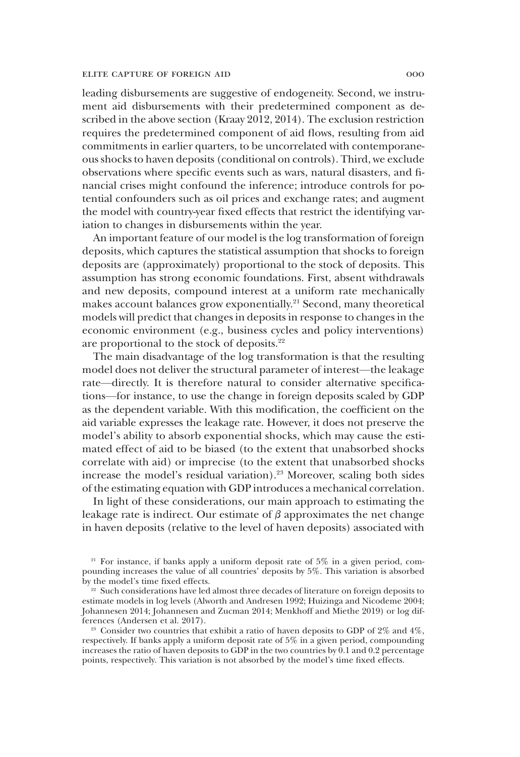leading disbursements are suggestive of endogeneity. Second, we instrument aid disbursements with their predetermined component as described in the above section (Kraay 2012, 2014). The exclusion restriction requires the predetermined component of aid flows, resulting from aid commitments in earlier quarters, to be uncorrelated with contemporaneous shocks to haven deposits (conditional on controls). Third, we exclude observations where specific events such as wars, natural disasters, and financial crises might confound the inference; introduce controls for potential confounders such as oil prices and exchange rates; and augment the model with country-year fixed effects that restrict the identifying variation to changes in disbursements within the year.

An important feature of our model is the log transformation of foreign deposits, which captures the statistical assumption that shocks to foreign deposits are (approximately) proportional to the stock of deposits. This assumption has strong economic foundations. First, absent withdrawals and new deposits, compound interest at a uniform rate mechanically makes account balances grow exponentially.[21] Second, many theoretical models will predict that changes in deposits in response to changes in the economic environment (e.g., business cycles and policy interventions) are proportional to the stock of deposits.[22]

The main disadvantage of the log transformation is that the resulting model does not deliver the structural parameter of interest—the leakage rate—directly. It is therefore natural to consider alternative specifications—for instance, to use the change in foreign deposits scaled by GDP as the dependent variable. With this modification, the coefficient on the aid variable expresses the leakage rate. However, it does not preserve the model's ability to absorb exponential shocks, which may cause the estimated effect of aid to be biased (to the extent that unabsorbed shocks correlate with aid) or imprecise (to the extent that unabsorbed shocks increase the model's residual variation).[23] Moreover, scaling both sides of the estimating equation with GDP introduces a mechanical correlation.

In light of these considerations, our main approach to estimating the leakage rate is indirect. Our estimate of $\beta$ approximates the net change in haven deposits (relative to the level of haven deposits) associated with

[21] For instance, if banks apply a uniform deposit rate of 5% in a given period, compounding increases the value of all countries' deposits by 5%. This variation is absorbed by the model's time fixed effects.

[22] Such considerations have led almost three decades of literature on foreign deposits to estimate models in log levels (Alworth and Andresen 1992; Huizinga and Nicodeme 2004; Johannesen 2014; Johannesen and Zucman 2014; Menkhoff and Miethe 2019) or log differences (Andersen et al. 2017).

[23] Consider two countries that exhibit a ratio of haven deposits to GDP of 2% and 4%, respectively. If banks apply a uniform deposit rate of 5% in a given period, compounding increases the ratio of haven deposits to GDP in the two countries by 0.1 and 0.2 percentage points, respectively. This variation is not absorbed by the model's time fixed effects.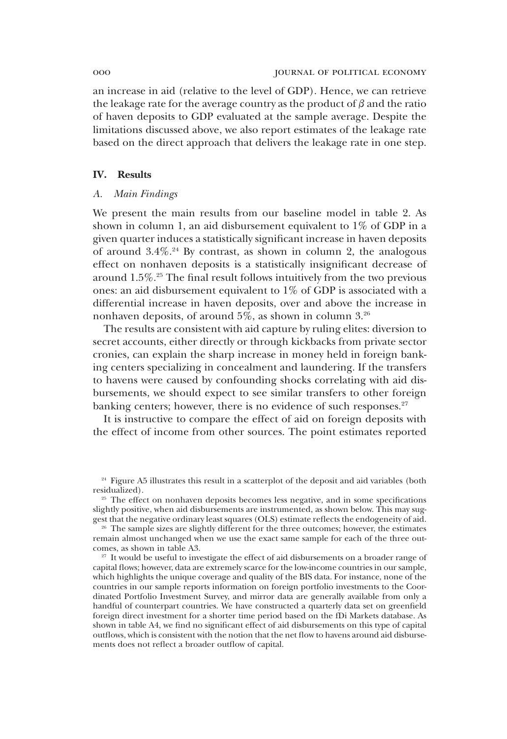an increase in aid (relative to the level of GDP). Hence, we can retrieve the leakage rate for the average country as the product of $\beta$ and the ratio of haven deposits to GDP evaluated at the sample average. Despite the limitations discussed above, we also report estimates of the leakage rate based on the direct approach that delivers the leakage rate in one step.

## IV. Results

### *A. Main Findings*

We present the main results from our baseline model in table 2. As shown in column 1, an aid disbursement equivalent to 1% of GDP in a given quarter induces a statistically significant increase in haven deposits of around 3.4%.[24] By contrast, as shown in column 2, the analogous effect on nonhaven deposits is a statistically insignificant decrease of around 1.5%.[25] The final result follows intuitively from the two previous ones: an aid disbursement equivalent to 1% of GDP is associated with a differential increase in haven deposits, over and above the increase in nonhaven deposits, of around 5%, as shown in column 3.[26]

The results are consistent with aid capture by ruling elites: diversion to secret accounts, either directly or through kickbacks from private sector cronies, can explain the sharp increase in money held in foreign banking centers specializing in concealment and laundering. If the transfers to havens were caused by confounding shocks correlating with aid disbursements, we should expect to see similar transfers to other foreign banking centers; however, there is no evidence of such responses.[27]

It is instructive to compare the effect of aid on foreign deposits with the effect of income from other sources. The point estimates reported

[24] Figure A5 illustrates this result in a scatterplot of the deposit and aid variables (both residualized).

[25] The effect on nonhaven deposits becomes less negative, and in some specifications slightly positive, when aid disbursements are instrumented, as shown below. This may suggest that the negative ordinary least squares (OLS) estimate reflects the endogeneity of aid.

[26] The sample sizes are slightly different for the three outcomes; however, the estimates remain almost unchanged when we use the exact same sample for each of the three outcomes, as shown in table A3.

[27] It would be useful to investigate the effect of aid disbursements on a broader range of capital flows; however, data are extremely scarce for the low-income countries in our sample, which highlights the unique coverage and quality of the BIS data. For instance, none of the countries in our sample reports information on foreign portfolio investments to the Coordinated Portfolio Investment Survey, and mirror data are generally available from only a handful of counterpart countries. We have constructed a quarterly data set on greenfield foreign direct investment for a shorter time period based on the fDi Markets database. As shown in table A4, we find no significant effect of aid disbursements on this type of capital outflows, which is consistent with the notion that the net flow to havens around aid disbursements does not reflect a broader outflow of capital.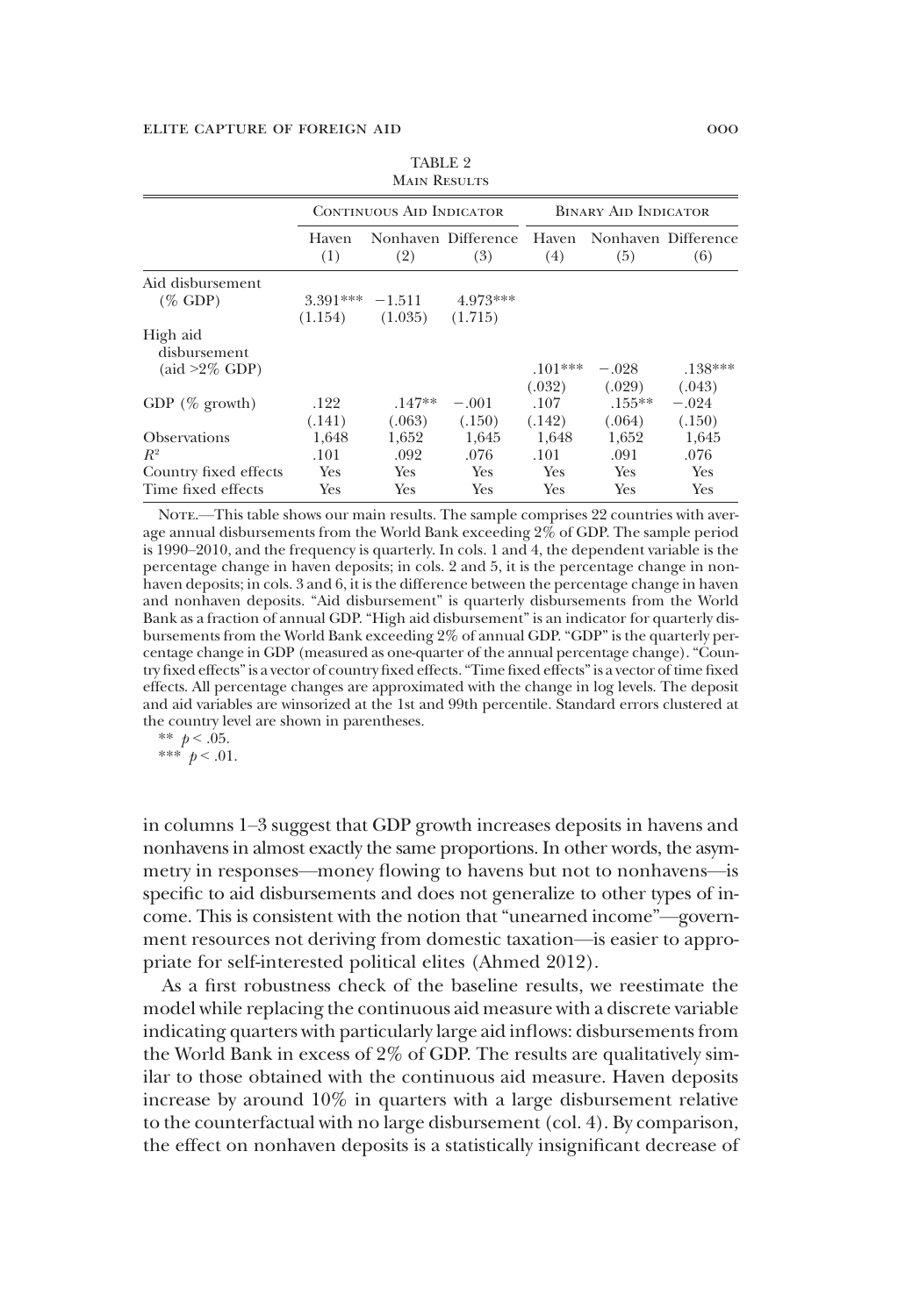TABLE 2
MAIN RESULTS

| | CONTINUOUS AID INDICATOR | | | BINARY AID INDICATOR | | |
|---|---|---|---|---|---|---|
| | Haven (1) | Nonhaven (2) | Difference (3) | Haven (4) | Nonhaven (5) | Difference (6) |
| Aid disbursement (% GDP) | 3.391*** | −1.511 | 4.973*** | | | |
| | (1.154) | (1.035) | (1.715) | | | |
| High aid disbursement (aid >2% GDP) | | | | .101*** | −.028 | .138*** |
| | | | | (.032) | (.029) | (.043) |
| GDP (% growth) | .122 | .147** | −.001 | .107 | .155** | −.024 |
| | (.141) | (.063) | (.150) | (.142) | (.064) | (.150) |
| Observations | 1,648 | 1,652 | 1,645 | 1,648 | 1,652 | 1,645 |
| $R^2$ | .101 | .092 | .076 | .101 | .091 | .076 |
| Country fixed effects | Yes | Yes | Yes | Yes | Yes | Yes |
| Time fixed effects | Yes | Yes | Yes | Yes | Yes | Yes |

NOTE.—This table shows our main results. The sample comprises 22 countries with average annual disbursements from the World Bank exceeding 2% of GDP. The sample period is 1990–2010, and the frequency is quarterly. In cols. 1 and 4, the dependent variable is the percentage change in haven deposits; in cols. 2 and 5, it is the percentage change in nonhaven deposits; in cols. 3 and 6, it is the difference between the percentage change in haven and nonhaven deposits. "Aid disbursement" is quarterly disbursements from the World Bank as a fraction of annual GDP. "High aid disbursement" is an indicator for quarterly disbursements from the World Bank exceeding 2% of annual GDP. "GDP" is the quarterly percentage change in GDP (measured as one-quarter of the annual percentage change). "Country fixed effects" is a vector of country fixed effects. "Time fixed effects" is a vector of time fixed effects. All percentage changes are approximated with the change in log levels. The deposit and aid variables are winsorized at the 1st and 99th percentile. Standard errors clustered at the country level are shown in parentheses.

** $p < .05$.

*** $p < .01$.

in columns 1–3 suggest that GDP growth increases deposits in havens and nonhavens in almost exactly the same proportions. In other words, the asymmetry in responses—money flowing to havens but not to nonhavens—is specific to aid disbursements and does not generalize to other types of income. This is consistent with the notion that "unearned income"—government resources not deriving from domestic taxation—is easier to appropriate for self-interested political elites (Ahmed 2012).

As a first robustness check of the baseline results, we reestimate the model while replacing the continuous aid measure with a discrete variable indicating quarters with particularly large aid inflows: disbursements from the World Bank in excess of 2% of GDP. The results are qualitatively similar to those obtained with the continuous aid measure. Haven deposits increase by around 10% in quarters with a large disbursement relative to the counterfactual with no large disbursement (col. 4). By comparison, the effect on nonhaven deposits is a statistically insignificant decrease of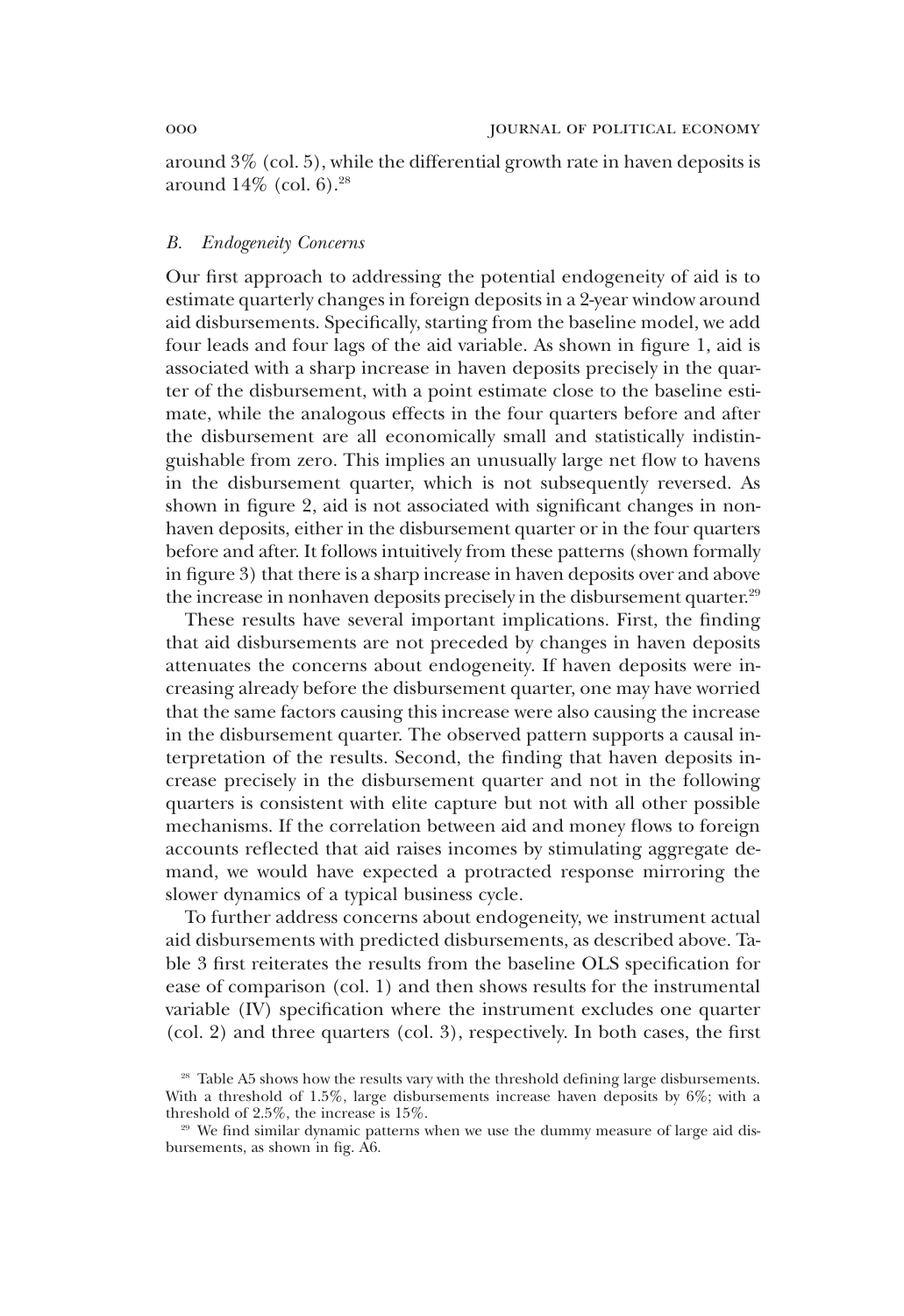around 3% (col. 5), while the differential growth rate in haven deposits is around 14% (col. 6).[28]

### *B. Endogeneity Concerns*

Our first approach to addressing the potential endogeneity of aid is to estimate quarterly changes in foreign deposits in a 2-year window around aid disbursements. Specifically, starting from the baseline model, we add four leads and four lags of the aid variable. As shown in figure 1, aid is associated with a sharp increase in haven deposits precisely in the quarter of the disbursement, with a point estimate close to the baseline estimate, while the analogous effects in the four quarters before and after the disbursement are all economically small and statistically indistinguishable from zero. This implies an unusually large net flow to havens in the disbursement quarter, which is not subsequently reversed. As shown in figure 2, aid is not associated with significant changes in nonhaven deposits, either in the disbursement quarter or in the four quarters before and after. It follows intuitively from these patterns (shown formally in figure 3) that there is a sharp increase in haven deposits over and above the increase in nonhaven deposits precisely in the disbursement quarter.[29]

These results have several important implications. First, the finding that aid disbursements are not preceded by changes in haven deposits attenuates the concerns about endogeneity. If haven deposits were increasing already before the disbursement quarter, one may have worried that the same factors causing this increase were also causing the increase in the disbursement quarter. The observed pattern supports a causal interpretation of the results. Second, the finding that haven deposits increase precisely in the disbursement quarter and not in the following quarters is consistent with elite capture but not with all other possible mechanisms. If the correlation between aid and money flows to foreign accounts reflected that aid raises incomes by stimulating aggregate demand, we would have expected a protracted response mirroring the slower dynamics of a typical business cycle.

To further address concerns about endogeneity, we instrument actual aid disbursements with predicted disbursements, as described above. Table 3 first reiterates the results from the baseline OLS specification for ease of comparison (col. 1) and then shows results for the instrumental variable (IV) specification where the instrument excludes one quarter (col. 2) and three quarters (col. 3), respectively. In both cases, the first

[28] Table A5 shows how the results vary with the threshold defining large disbursements. With a threshold of 1.5%, large disbursements increase haven deposits by 6%; with a threshold of 2.5%, the increase is 15%.

[29] We find similar dynamic patterns when we use the dummy measure of large aid disbursements, as shown in fig. A6.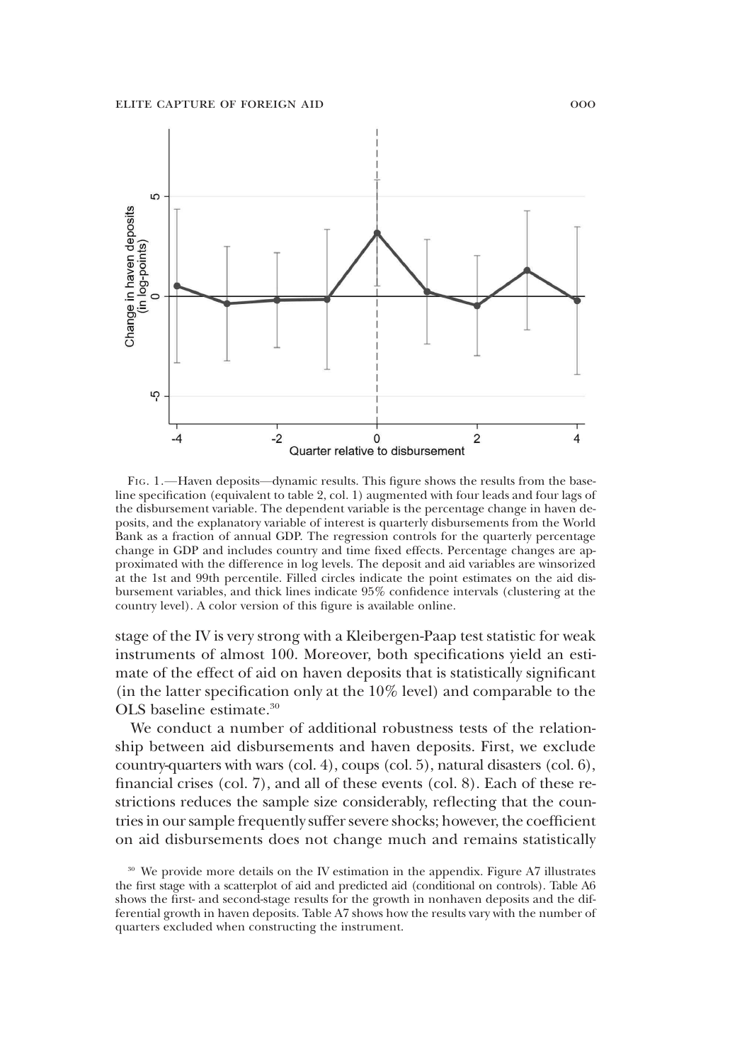Fig. 1.—Haven deposits—dynamic results. This figure shows the results from the baseline specification (equivalent to table 2, col. 1) augmented with four leads and four lags of the disbursement variable. The dependent variable is the percentage change in haven deposits, and the explanatory variable of interest is quarterly disbursements from the World Bank as a fraction of annual GDP. The regression controls for the quarterly percentage change in GDP and includes country and time fixed effects. Percentage changes are approximated with the difference in log levels. The deposit and aid variables are winsorized at the 1st and 99th percentile. Filled circles indicate the point estimates on the aid disbursement variables, and thick lines indicate 95% confidence intervals (clustering at the country level). A color version of this figure is available online.

stage of the IV is very strong with a Kleibergen-Paap test statistic for weak instruments of almost 100. Moreover, both specifications yield an estimate of the effect of aid on haven deposits that is statistically significant (in the latter specification only at the 10% level) and comparable to the OLS baseline estimate.[30]

We conduct a number of additional robustness tests of the relationship between aid disbursements and haven deposits. First, we exclude country-quarters with wars (col. 4), coups (col. 5), natural disasters (col. 6), financial crises (col. 7), and all of these events (col. 8). Each of these restrictions reduces the sample size considerably, reflecting that the countries in our sample frequently suffer severe shocks; however, the coefficient on aid disbursements does not change much and remains statistically

[30] We provide more details on the IV estimation in the appendix. Figure A7 illustrates the first stage with a scatterplot of aid and predicted aid (conditional on controls). Table A6 shows the first- and second-stage results for the growth in nonhaven deposits and the differential growth in haven deposits. Table A7 shows how the results vary with the number of quarters excluded when constructing the instrument.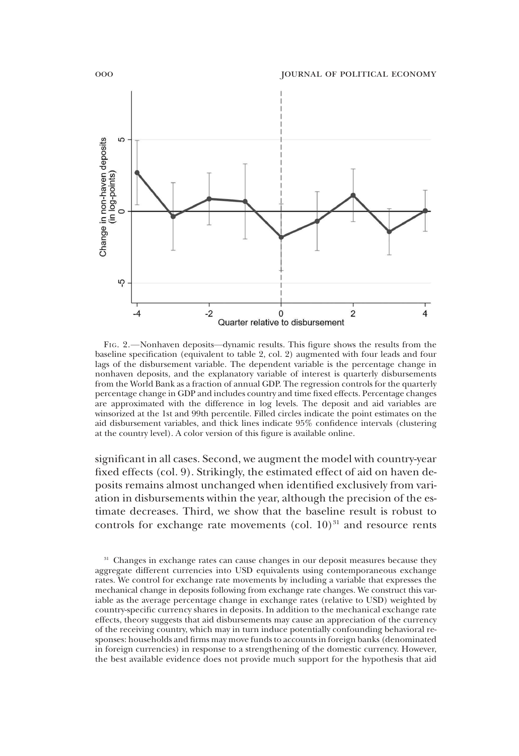Fig. 2.—Nonhaven deposits—dynamic results. This figure shows the results from the baseline specification (equivalent to table 2, col. 2) augmented with four leads and four lags of the disbursement variable. The dependent variable is the percentage change in nonhaven deposits, and the explanatory variable of interest is quarterly disbursements from the World Bank as a fraction of annual GDP. The regression controls for the quarterly percentage change in GDP and includes country and time fixed effects. Percentage changes are approximated with the difference in log levels. The deposit and aid variables are winsorized at the 1st and 99th percentile. Filled circles indicate the point estimates on the aid disbursement variables, and thick lines indicate 95% confidence intervals (clustering at the country level). A color version of this figure is available online.

significant in all cases. Second, we augment the model with country-year fixed effects (col. 9). Strikingly, the estimated effect of aid on haven deposits remains almost unchanged when identified exclusively from variation in disbursements within the year, although the precision of the estimate decreases. Third, we show that the baseline result is robust to controls for exchange rate movements (col. 10)[31] and resource rents

[31] Changes in exchange rates can cause changes in our deposit measures because they aggregate different currencies into USD equivalents using contemporaneous exchange rates. We control for exchange rate movements by including a variable that expresses the mechanical change in deposits following from exchange rate changes. We construct this variable as the average percentage change in exchange rates (relative to USD) weighted by country-specific currency shares in deposits. In addition to the mechanical exchange rate effects, theory suggests that aid disbursements may cause an appreciation of the currency of the receiving country, which may in turn induce potentially confounding behavioral responses: households and firms may move funds to accounts in foreign banks (denominated in foreign currencies) in response to a strengthening of the domestic currency. However, the best available evidence does not provide much support for the hypothesis that aid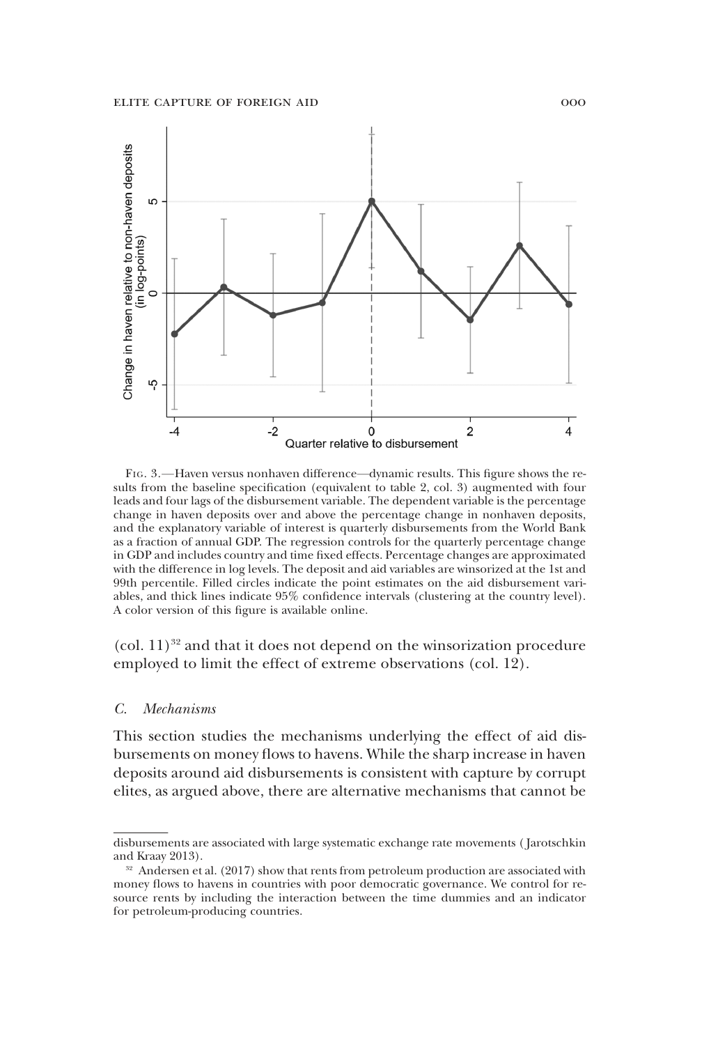Fig. 3.—Haven versus nonhaven difference—dynamic results. This figure shows the results from the baseline specification (equivalent to table 2, col. 3) augmented with four leads and four lags of the disbursement variable. The dependent variable is the percentage change in haven deposits over and above the percentage change in nonhaven deposits, and the explanatory variable of interest is quarterly disbursements from the World Bank as a fraction of annual GDP. The regression controls for the quarterly percentage change in GDP and includes country and time fixed effects. Percentage changes are approximated with the difference in log levels. The deposit and aid variables are winsorized at the 1st and 99th percentile. Filled circles indicate the point estimates on the aid disbursement variables, and thick lines indicate 95% confidence intervals (clustering at the country level). A color version of this figure is available online.

(col. 11)[32] and that it does not depend on the winsorization procedure employed to limit the effect of extreme observations (col. 12).

### C. *Mechanisms*

This section studies the mechanisms underlying the effect of aid disbursements on money flows to havens. While the sharp increase in haven deposits around aid disbursements is consistent with capture by corrupt elites, as argued above, there are alternative mechanisms that cannot be

disbursements are associated with large systematic exchange rate movements (Jarotschkin and Kraay 2013).

[32] Andersen et al. (2017) show that rents from petroleum production are associated with money flows to havens in countries with poor democratic governance. We control for resource rents by including the interaction between the time dummies and an indicator for petroleum-producing countries.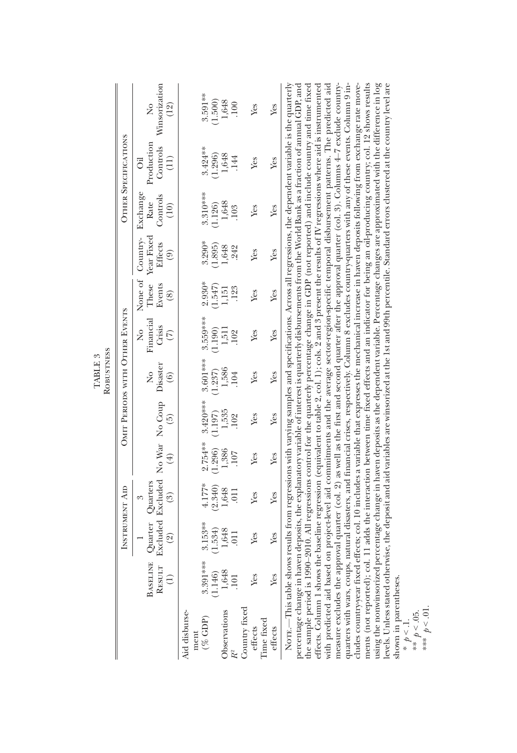TABLE 3

Robustness

| | Baseline Result (1) | Instrument Aid | | Omit Periods with Other Events | | | | | Other Specifications | | | |
|---|---|---|---|---|---|---|---|---|---|---|---|---|
| | | 1 Quarter Excluded (2) | 3 Quarters Excluded (3) | No War (4) | No Coup (5) | No Disaster (6) | No Financial Crisis (7) | None of These Events (8) | Country-Year Fixed Effects (9) | Exchange Rate Controls (10) | Oil Production Controls (11) | No Winsorization (12) |
| Aid disbursement (% GDP) | 3.391*** | 3.153** | 4.177* | 2.754** | 3.420*** | 3.601*** | 3.559*** | 2.930* | 3.290* | 3.310*** | 3.424** | 3.591** |
| | (1.146) | (1.534) | (2.340) | (1.296) | (1.197) | (1.237) | (1.190) | (1.547) | (1.895) | (1.126) | (1.296) | (1.500) |
| Observations | 1,648 | 1,648 | 1,648 | 1,386 | 1,535 | 1,586 | 1,511 | 1,151 | 1,648 | 1,648 | 1,648 | 1,648 |
| $R^2$ | .101 | .011 | .011 | .107 | .102 | .104 | .102 | .123 | .242 | .103 | .144 | .100 |
| Country fixed effects | Yes | Yes | Yes | Yes | Yes | Yes | Yes | Yes | Yes | Yes | Yes | Yes |
| Time fixed effects | Yes | Yes | Yes | Yes | Yes | Yes | Yes | Yes | Yes | Yes | Yes | Yes |

Note.—This table shows results from regressions with varying samples and specifications. Across all regressions, the dependent variable is the quarterly percentage change in haven deposits, the explanatory variable of interest is quarterly disbursements from the World Bank as a fraction of annual GDP, and the sample period is 1990–2010. All regressions control for the quarterly percentage change in GDP (not reported) and include country and time fixed effects. Column 1 shows the baseline regression (equivalent to table 2, col. 1); cols. 2 and 3 present the results of IV regressions where aid is instrumented with predicted aid based on project-level aid commitments and the average sector-region-specific temporal disbursement patterns. The predicted aid measure excludes the approval quarter (col. 2) as well as the first and second quarter after the approval quarter (col. 3). Columns 4–7 exclude country-quarters with wars, coups, natural disasters, and financial crises, respectively. Column 8 excludes country-quarters with any of these events. Column 9 includes country-year fixed effects; col. 10 includes a variable that expresses the mechanical increase in haven deposits following from exchange rate movements (not reported); col. 11 adds the interaction between time fixed effects and an indicator for being an oil-producing country; col. 12 shows results using the nonwinsorized percentage change in haven deposits as the dependent variable. Percentage changes are approximated with the difference in log levels. Unless stated otherwise, the deposit and aid variables are winsorized at the 1st and 99th percentile. Standard errors clustered at the country level are shown in parentheses.

\* $p < .1$.

\*\* $p < .05$.

\*\*\* $p < .01$.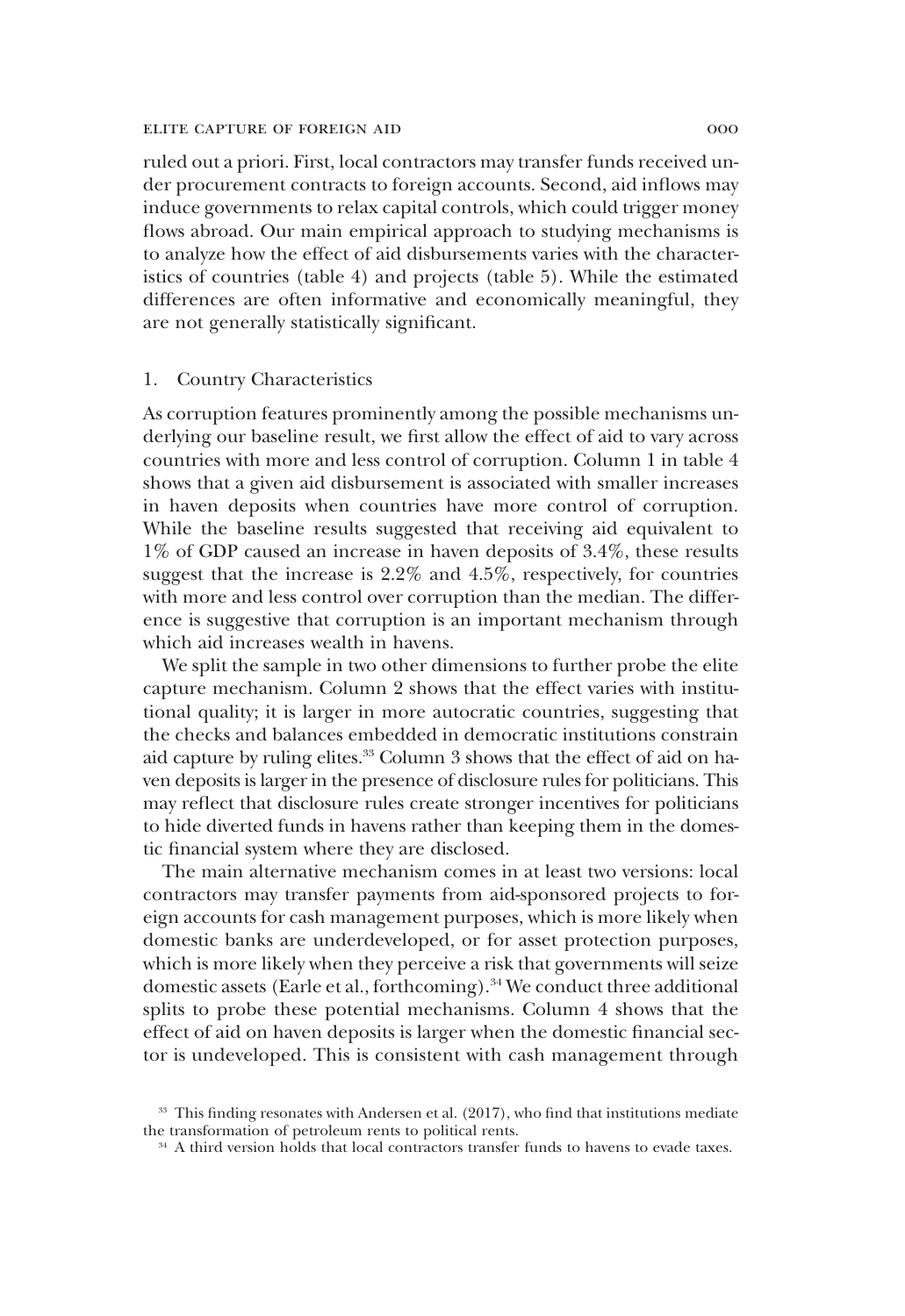ruled out a priori. First, local contractors may transfer funds received under procurement contracts to foreign accounts. Second, aid inflows may induce governments to relax capital controls, which could trigger money flows abroad. Our main empirical approach to studying mechanisms is to analyze how the effect of aid disbursements varies with the characteristics of countries (table 4) and projects (table 5). While the estimated differences are often informative and economically meaningful, they are not generally statistically significant.

### 1. Country Characteristics

As corruption features prominently among the possible mechanisms underlying our baseline result, we first allow the effect of aid to vary across countries with more and less control of corruption. Column 1 in table 4 shows that a given aid disbursement is associated with smaller increases in haven deposits when countries have more control of corruption. While the baseline results suggested that receiving aid equivalent to 1% of GDP caused an increase in haven deposits of 3.4%, these results suggest that the increase is 2.2% and 4.5%, respectively, for countries with more and less control over corruption than the median. The difference is suggestive that corruption is an important mechanism through which aid increases wealth in havens.

We split the sample in two other dimensions to further probe the elite capture mechanism. Column 2 shows that the effect varies with institutional quality; it is larger in more autocratic countries, suggesting that the checks and balances embedded in democratic institutions constrain aid capture by ruling elites.[33] Column 3 shows that the effect of aid on haven deposits is larger in the presence of disclosure rules for politicians. This may reflect that disclosure rules create stronger incentives for politicians to hide diverted funds in havens rather than keeping them in the domestic financial system where they are disclosed.

The main alternative mechanism comes in at least two versions: local contractors may transfer payments from aid-sponsored projects to foreign accounts for cash management purposes, which is more likely when domestic banks are underdeveloped, or for asset protection purposes, which is more likely when they perceive a risk that governments will seize domestic assets (Earle et al., forthcoming).[34] We conduct three additional splits to probe these potential mechanisms. Column 4 shows that the effect of aid on haven deposits is larger when the domestic financial sector is undeveloped. This is consistent with cash management through

[33] This finding resonates with Andersen et al. (2017), who find that institutions mediate the transformation of petroleum rents to political rents.

[34] A third version holds that local contractors transfer funds to havens to evade taxes.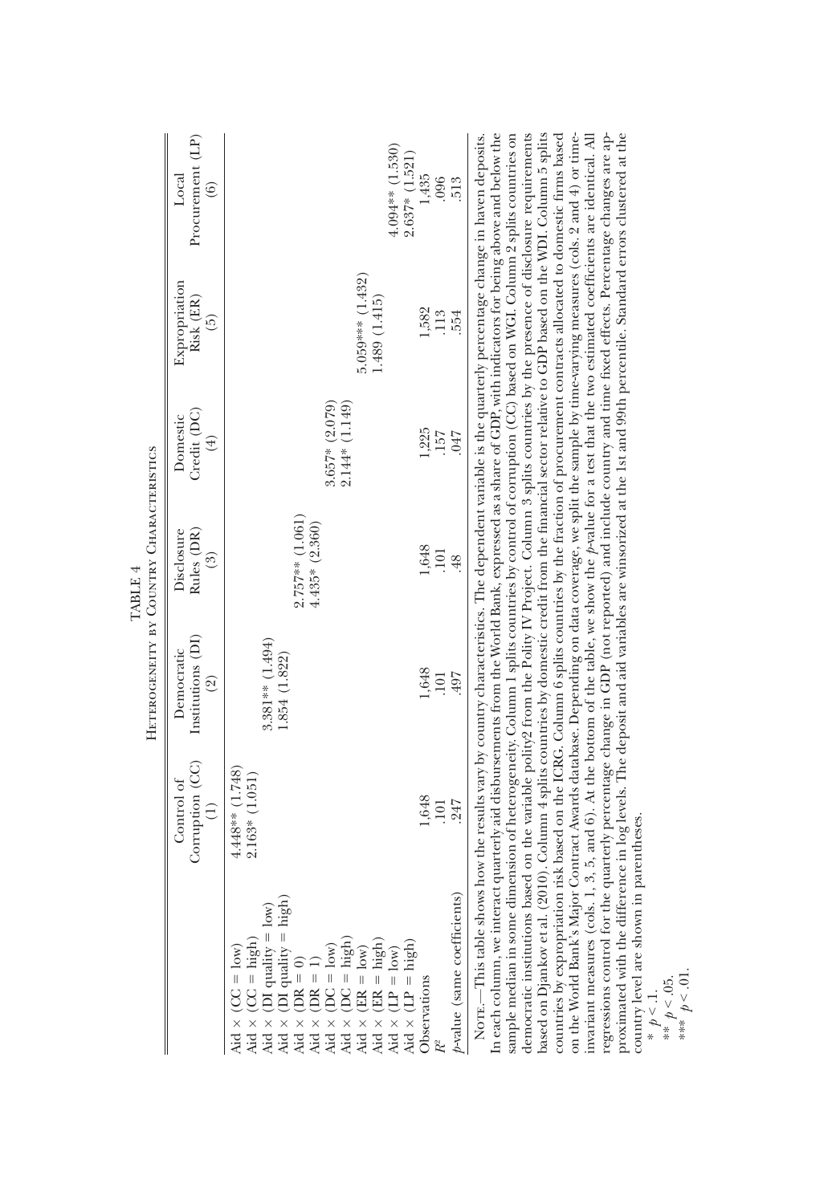TABLE 4

Heterogeneity by Country Characteristics

| | Control of Corruption (CC) (1) | Democratic Institutions (DI) (2) | Disclosure Rules (DR) (3) | Domestic Credit (DC) (4) | Expropriation Risk (ER) (5) | Local Procurement (LP) (6) |
|---|---|---|---|---|---|---|
| Aid × (CC = low) | 4.448** (1.748) | | | | | |
| Aid × (CC = high) | 2.163* (1.051) | | | | | |
| Aid × (DI quality = low) | | 3.381** (1.494) | | | | |
| Aid × (DI quality = high) | | 1.854 (1.822) | | | | |
| Aid × (DR = 0) | | | 2.757** (1.061) | | | |
| Aid × (DR = 1) | | | 4.435* (2.360) | | | |
| Aid × (DC = low) | | | | 3.657* (2.079) | | |
| Aid × (DC = high) | | | | 2.144* (1.149) | | |
| Aid × (ER = low) | | | | | 5.059*** (1.432) | |
| Aid × (ER = high) | | | | | 1.489 (1.415) | |
| Aid × (LP = low) | | | | | | 4.094** (1.530) |
| Aid × (LP = high) | | | | | | 2.637* (1.521) |
| Observations | 1,648 | 1,648 | 1,648 | 1,225 | 1,582 | 1,435 |
| $R^2$ | .101 | .101 | .101 | .157 | .113 | .096 |
| $p$-value (same coefficients) | .247 | .497 | .48 | .047 | .554 | .513 |

Note.—This table shows how the results vary by country characteristics. The dependent variable is the quarterly percentage change in haven deposits. In each column, we interact quarterly aid disbursements from the World Bank, expressed as a share of GDP, with indicators for being above and below the sample median in some dimension of heterogeneity. Column 1 splits countries by control of corruption (CC) based on WGI. Column 2 splits countries on democratic institutions based on the variable polity2 from the Polity IV Project. Column 3 splits countries by the presence of disclosure requirements based on Djankov et al. (2010). Column 4 splits countries by domestic credit from the financial sector relative to GDP based on the WDI. Column 5 splits countries by expropriation risk based on the ICRG. Column 6 splits countries by the fraction of procurement contracts allocated to domestic firms based on the World Bank's Major Contract Awards database. Depending on data coverage, we split the sample by time-varying measures (cols. 2 and 4) or time-invariant measures (cols. 1, 3, 5, and 6). At the bottom of the table, we show the $p$-value for a test that the two estimated coefficients are identical. All regressions control for the quarterly percentage change in GDP (not reported) and include country and time fixed effects. Percentage changes are approximated with the difference in log levels. The deposit and aid variables are winsorized at the 1st and 99th percentile. Standard errors clustered at the country level are shown in parentheses.

* $p < .1$.

** $p < .05$.

*** $p < .01$.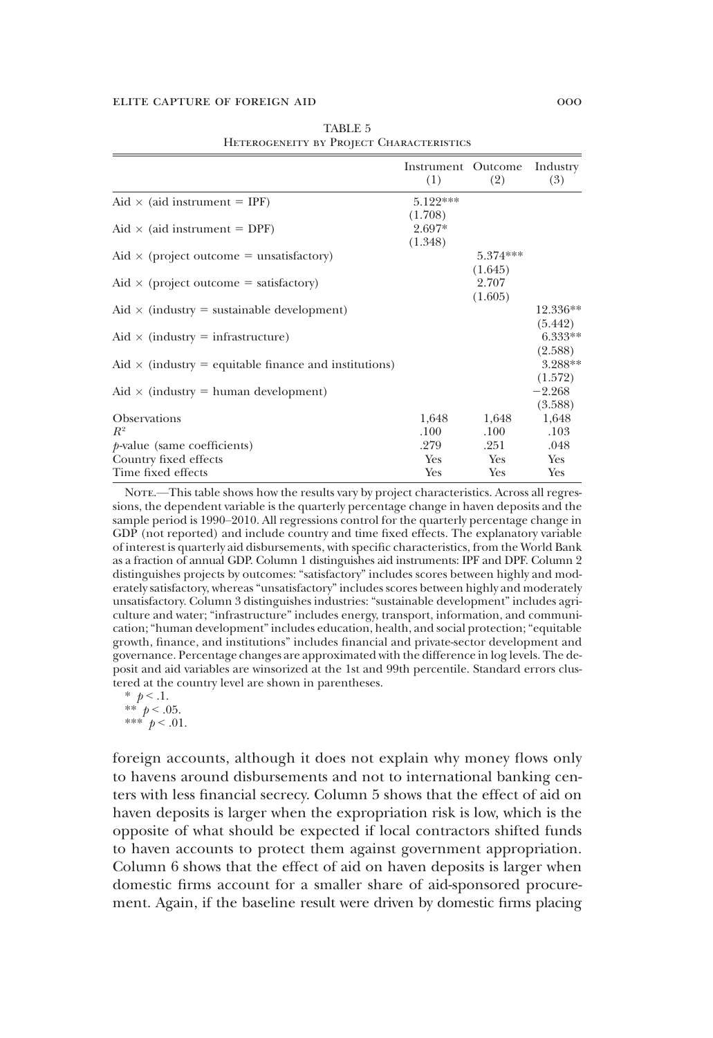TABLE 5

Heterogeneity by Project Characteristics

| | Instrument (1) | Outcome (2) | Industry (3) |
|---|---|---|---|
| Aid × (aid instrument = IPF) | 5.122*** | | |
| | (1.708) | | |
| Aid × (aid instrument = DPF) | 2.697* | | |
| | (1.348) | | |
| Aid × (project outcome = unsatisfactory) | | 5.374*** | |
| | | (1.645) | |
| Aid × (project outcome = satisfactory) | | 2.707 | |
| | | (1.605) | |
| Aid × (industry = sustainable development) | | | 12.336** |
| | | | (5.442) |
| Aid × (industry = infrastructure) | | | 6.333** |
| | | | (2.588) |
| Aid × (industry = equitable finance and institutions) | | | 3.288** |
| | | | (1.572) |
| Aid × (industry = human development) | | | −2.268 |
| | | | (3.588) |
| Observations | 1,648 | 1,648 | 1,648 |
| $R^2$ | .100 | .100 | .103 |
| $p$-value (same coefficients) | .279 | .251 | .048 |
| Country fixed effects | Yes | Yes | Yes |
| Time fixed effects | Yes | Yes | Yes |

Note.—This table shows how the results vary by project characteristics. Across all regressions, the dependent variable is the quarterly percentage change in haven deposits and the sample period is 1990–2010. All regressions control for the quarterly percentage change in GDP (not reported) and include country and time fixed effects. The explanatory variable of interest is quarterly aid disbursements, with specific characteristics, from the World Bank as a fraction of annual GDP. Column 1 distinguishes aid instruments: IPF and DPF. Column 2 distinguishes projects by outcomes: "satisfactory" includes scores between highly and moderately satisfactory, whereas "unsatisfactory" includes scores between highly and moderately unsatisfactory. Column 3 distinguishes industries: "sustainable development" includes agriculture and water; "infrastructure" includes energy, transport, information, and communication; "human development" includes education, health, and social protection; "equitable growth, finance, and institutions" includes financial and private-sector development and governance. Percentage changes are approximated with the difference in log levels. The deposit and aid variables are winsorized at the 1st and 99th percentile. Standard errors clustered at the country level are shown in parentheses.

\* $p < .1$.

\*\* $p < .05$.

\*\*\* $p < .01$.

foreign accounts, although it does not explain why money flows only to havens around disbursements and not to international banking centers with less financial secrecy. Column 5 shows that the effect of aid on haven deposits is larger when the expropriation risk is low, which is the opposite of what should be expected if local contractors shifted funds to haven accounts to protect them against government appropriation. Column 6 shows that the effect of aid on haven deposits is larger when domestic firms account for a smaller share of aid-sponsored procurement. Again, if the baseline result were driven by domestic firms placing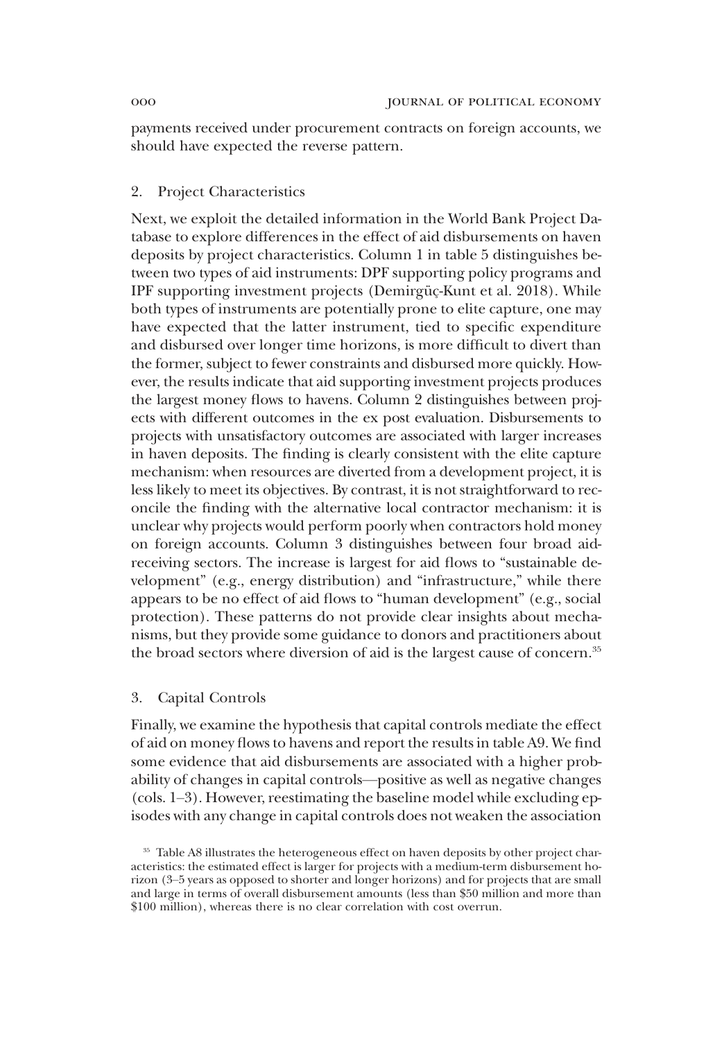payments received under procurement contracts on foreign accounts, we should have expected the reverse pattern.

### 2. Project Characteristics

Next, we exploit the detailed information in the World Bank Project Database to explore differences in the effect of aid disbursements on haven deposits by project characteristics. Column 1 in table 5 distinguishes between two types of aid instruments: DPF supporting policy programs and IPF supporting investment projects (Demirgüç-Kunt et al. 2018). While both types of instruments are potentially prone to elite capture, one may have expected that the latter instrument, tied to specific expenditure and disbursed over longer time horizons, is more difficult to divert than the former, subject to fewer constraints and disbursed more quickly. However, the results indicate that aid supporting investment projects produces the largest money flows to havens. Column 2 distinguishes between projects with different outcomes in the ex post evaluation. Disbursements to projects with unsatisfactory outcomes are associated with larger increases in haven deposits. The finding is clearly consistent with the elite capture mechanism: when resources are diverted from a development project, it is less likely to meet its objectives. By contrast, it is not straightforward to reconcile the finding with the alternative local contractor mechanism: it is unclear why projects would perform poorly when contractors hold money on foreign accounts. Column 3 distinguishes between four broad aid-receiving sectors. The increase is largest for aid flows to "sustainable development" (e.g., energy distribution) and "infrastructure," while there appears to be no effect of aid flows to "human development" (e.g., social protection). These patterns do not provide clear insights about mechanisms, but they provide some guidance to donors and practitioners about the broad sectors where diversion of aid is the largest cause of concern.[35]

### 3. Capital Controls

Finally, we examine the hypothesis that capital controls mediate the effect of aid on money flows to havens and report the results in table A9. We find some evidence that aid disbursements are associated with a higher probability of changes in capital controls—positive as well as negative changes (cols. 1–3). However, reestimating the baseline model while excluding episodes with any change in capital controls does not weaken the association

[35] Table A8 illustrates the heterogeneous effect on haven deposits by other project characteristics: the estimated effect is larger for projects with a medium-term disbursement horizon (3–5 years as opposed to shorter and longer horizons) and for projects that are small and large in terms of overall disbursement amounts (less than \$50 million and more than \$100 million), whereas there is no clear correlation with cost overrun.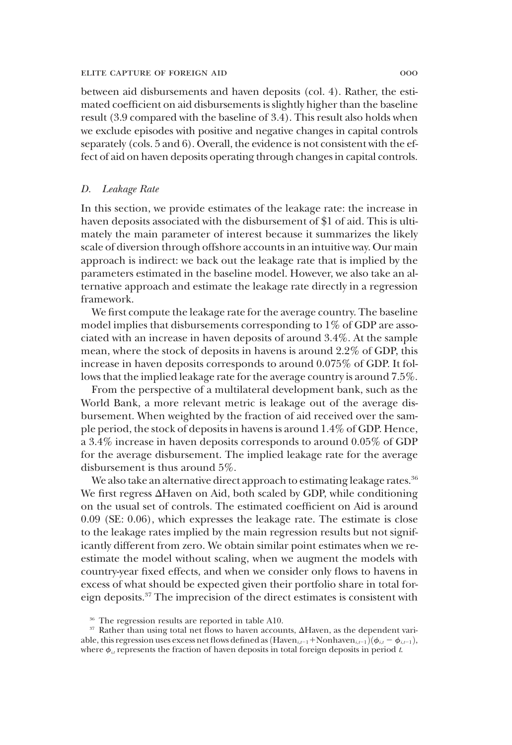between aid disbursements and haven deposits (col. 4). Rather, the estimated coefficient on aid disbursements is slightly higher than the baseline result (3.9 compared with the baseline of 3.4). This result also holds when we exclude episodes with positive and negative changes in capital controls separately (cols. 5 and 6). Overall, the evidence is not consistent with the effect of aid on haven deposits operating through changes in capital controls.

### *D. Leakage Rate*

In this section, we provide estimates of the leakage rate: the increase in haven deposits associated with the disbursement of $1 of aid. This is ultimately the main parameter of interest because it summarizes the likely scale of diversion through offshore accounts in an intuitive way. Our main approach is indirect: we back out the leakage rate that is implied by the parameters estimated in the baseline model. However, we also take an alternative approach and estimate the leakage rate directly in a regression framework.

We first compute the leakage rate for the average country. The baseline model implies that disbursements corresponding to 1% of GDP are associated with an increase in haven deposits of around 3.4%. At the sample mean, where the stock of deposits in havens is around 2.2% of GDP, this increase in haven deposits corresponds to around 0.075% of GDP. It follows that the implied leakage rate for the average country is around 7.5%.

From the perspective of a multilateral development bank, such as the World Bank, a more relevant metric is leakage out of the average disbursement. When weighted by the fraction of aid received over the sample period, the stock of deposits in havens is around 1.4% of GDP. Hence, a 3.4% increase in haven deposits corresponds to around 0.05% of GDP for the average disbursement. The implied leakage rate for the average disbursement is thus around 5%.

We also take an alternative direct approach to estimating leakage rates.[36] We first regress ΔHaven on Aid, both scaled by GDP, while conditioning on the usual set of controls. The estimated coefficient on Aid is around 0.09 (SE: 0.06), which expresses the leakage rate. The estimate is close to the leakage rates implied by the main regression results but not significantly different from zero. We obtain similar point estimates when we reestimate the model without scaling, when we augment the models with country-year fixed effects, and when we consider only flows to havens in excess of what should be expected given their portfolio share in total foreign deposits.[37] The imprecision of the direct estimates is consistent with

[36] The regression results are reported in table A10.

[37] Rather than using total net flows to haven accounts, ΔHaven, as the dependent variable, this regression uses excess net flows defined as $(\text{Haven}_{i,t-1}+\text{Nonhaven}_{i,t-1})(\phi_{i,t}-\phi_{i,t-1})$, where $\phi_{i,t}$ represents the fraction of haven deposits in total foreign deposits in period $t$.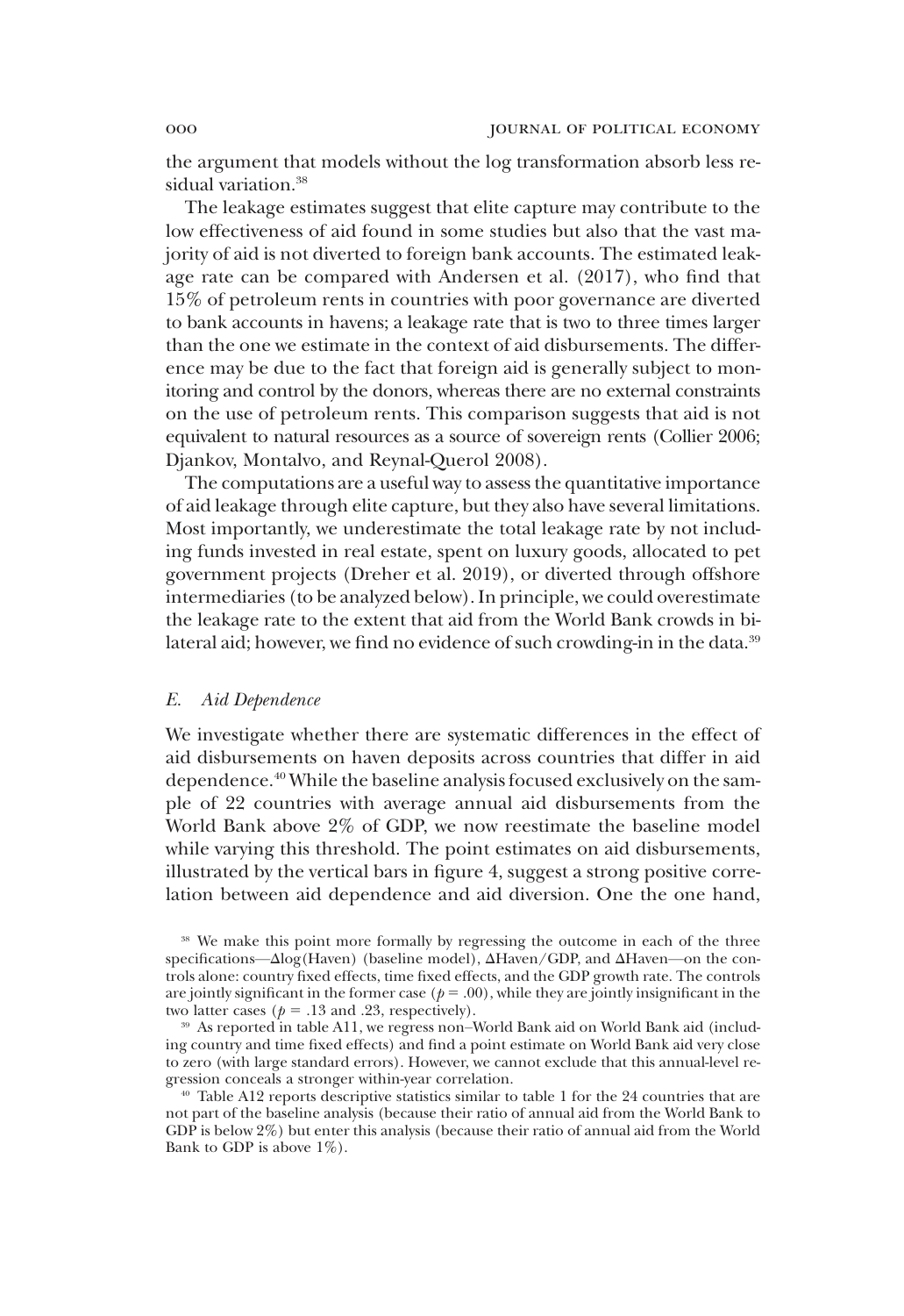the argument that models without the log transformation absorb less residual variation.[38]

The leakage estimates suggest that elite capture may contribute to the low effectiveness of aid found in some studies but also that the vast majority of aid is not diverted to foreign bank accounts. The estimated leakage rate can be compared with Andersen et al. (2017), who find that 15% of petroleum rents in countries with poor governance are diverted to bank accounts in havens; a leakage rate that is two to three times larger than the one we estimate in the context of aid disbursements. The difference may be due to the fact that foreign aid is generally subject to monitoring and control by the donors, whereas there are no external constraints on the use of petroleum rents. This comparison suggests that aid is not equivalent to natural resources as a source of sovereign rents (Collier 2006; Djankov, Montalvo, and Reynal-Querol 2008).

The computations are a useful way to assess the quantitative importance of aid leakage through elite capture, but they also have several limitations. Most importantly, we underestimate the total leakage rate by not including funds invested in real estate, spent on luxury goods, allocated to pet government projects (Dreher et al. 2019), or diverted through offshore intermediaries (to be analyzed below). In principle, we could overestimate the leakage rate to the extent that aid from the World Bank crowds in bilateral aid; however, we find no evidence of such crowding-in in the data.[39]

### *E. Aid Dependence*

We investigate whether there are systematic differences in the effect of aid disbursements on haven deposits across countries that differ in aid dependence.[40] While the baseline analysis focused exclusively on the sample of 22 countries with average annual aid disbursements from the World Bank above 2% of GDP, we now reestimate the baseline model while varying this threshold. The point estimates on aid disbursements, illustrated by the vertical bars in figure 4, suggest a strong positive correlation between aid dependence and aid diversion. One the one hand,

[38] We make this point more formally by regressing the outcome in each of the three specifications—$\Delta$log(Haven) (baseline model), $\Delta$Haven/GDP, and $\Delta$Haven—on the controls alone: country fixed effects, time fixed effects, and the GDP growth rate. The controls are jointly significant in the former case ($p = .00$), while they are jointly insignificant in the two latter cases ($p = .13$ and $.23$, respectively).

[39] As reported in table A11, we regress non–World Bank aid on World Bank aid (including country and time fixed effects) and find a point estimate on World Bank aid very close to zero (with large standard errors). However, we cannot exclude that this annual-level regression conceals a stronger within-year correlation.

[40] Table A12 reports descriptive statistics similar to table 1 for the 24 countries that are not part of the baseline analysis (because their ratio of annual aid from the World Bank to GDP is below 2%) but enter this analysis (because their ratio of annual aid from the World Bank to GDP is above 1%).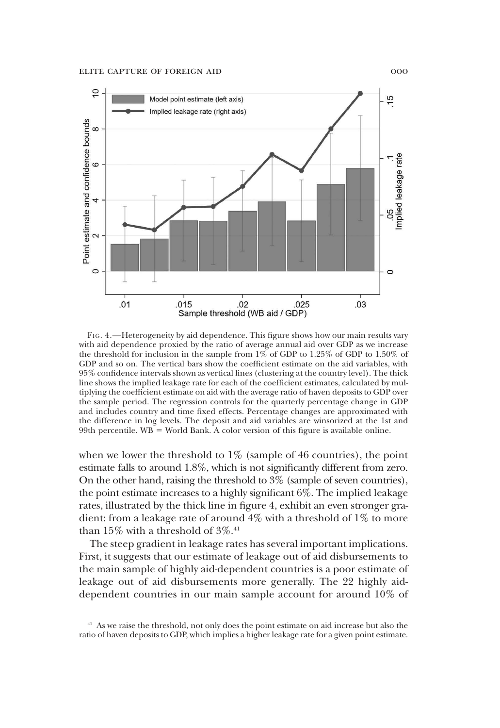Fig. 4.—Heterogeneity by aid dependence. This figure shows how our main results vary with aid dependence proxied by the ratio of average annual aid over GDP as we increase the threshold for inclusion in the sample from 1% of GDP to 1.25% of GDP to 1.50% of GDP and so on. The vertical bars show the coefficient estimate on the aid variables, with 95% confidence intervals shown as vertical lines (clustering at the country level). The thick line shows the implied leakage rate for each of the coefficient estimates, calculated by multiplying the coefficient estimate on aid with the average ratio of haven deposits to GDP over the sample period. The regression controls for the quarterly percentage change in GDP and includes country and time fixed effects. Percentage changes are approximated with the difference in log levels. The deposit and aid variables are winsorized at the 1st and 99th percentile. WB = World Bank. A color version of this figure is available online.

when we lower the threshold to 1% (sample of 46 countries), the point estimate falls to around 1.8%, which is not significantly different from zero. On the other hand, raising the threshold to 3% (sample of seven countries), the point estimate increases to a highly significant 6%. The implied leakage rates, illustrated by the thick line in figure 4, exhibit an even stronger gradient: from a leakage rate of around 4% with a threshold of 1% to more than 15% with a threshold of 3%.[41]

The steep gradient in leakage rates has several important implications. First, it suggests that our estimate of leakage out of aid disbursements to the main sample of highly aid-dependent countries is a poor estimate of leakage out of aid disbursements more generally. The 22 highly aid-dependent countries in our main sample account for around 10% of

[41] As we raise the threshold, not only does the point estimate on aid increase but also the ratio of haven deposits to GDP, which implies a higher leakage rate for a given point estimate.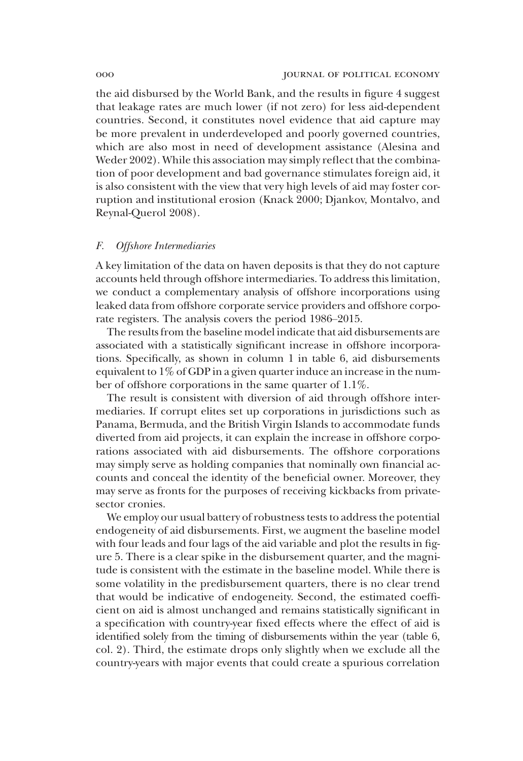the aid disbursed by the World Bank, and the results in figure 4 suggest that leakage rates are much lower (if not zero) for less aid-dependent countries. Second, it constitutes novel evidence that aid capture may be more prevalent in underdeveloped and poorly governed countries, which are also most in need of development assistance (Alesina and Weder 2002). While this association may simply reflect that the combination of poor development and bad governance stimulates foreign aid, it is also consistent with the view that very high levels of aid may foster corruption and institutional erosion (Knack 2000; Djankov, Montalvo, and Reynal-Querol 2008).

### *F. Offshore Intermediaries*

A key limitation of the data on haven deposits is that they do not capture accounts held through offshore intermediaries. To address this limitation, we conduct a complementary analysis of offshore incorporations using leaked data from offshore corporate service providers and offshore corporate registers. The analysis covers the period 1986–2015.

The results from the baseline model indicate that aid disbursements are associated with a statistically significant increase in offshore incorporations. Specifically, as shown in column 1 in table 6, aid disbursements equivalent to 1% of GDP in a given quarter induce an increase in the number of offshore corporations in the same quarter of 1.1%.

The result is consistent with diversion of aid through offshore intermediaries. If corrupt elites set up corporations in jurisdictions such as Panama, Bermuda, and the British Virgin Islands to accommodate funds diverted from aid projects, it can explain the increase in offshore corporations associated with aid disbursements. The offshore corporations may simply serve as holding companies that nominally own financial accounts and conceal the identity of the beneficial owner. Moreover, they may serve as fronts for the purposes of receiving kickbacks from private-sector cronies.

We employ our usual battery of robustness tests to address the potential endogeneity of aid disbursements. First, we augment the baseline model with four leads and four lags of the aid variable and plot the results in figure 5. There is a clear spike in the disbursement quarter, and the magnitude is consistent with the estimate in the baseline model. While there is some volatility in the predisbursement quarters, there is no clear trend that would be indicative of endogeneity. Second, the estimated coefficient on aid is almost unchanged and remains statistically significant in a specification with country-year fixed effects where the effect of aid is identified solely from the timing of disbursements within the year (table 6, col. 2). Third, the estimate drops only slightly when we exclude all the country-years with major events that could create a spurious correlation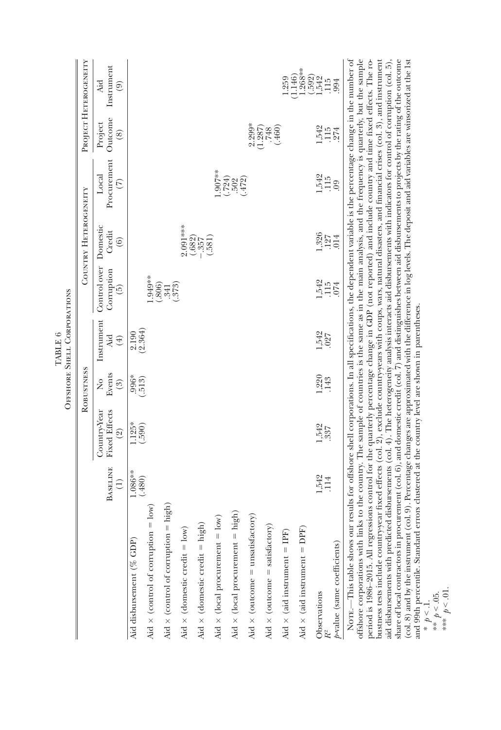TABLE 6

Offshore Shell Corporations

| | Baseline (1) | Robustness: Country-Year Fixed Effects (2) | Robustness: No Events (3) | Robustness: Instrument Aid (4) | Country Heterogeneity: Control over Corruption (5) | Country Heterogeneity: Domestic Credit (6) | Country Heterogeneity: Local Procurement (7) | Project Heterogeneity: Project Outcome (8) | Project Heterogeneity: Aid Instrument (9) |
|---|---|---|---|---|---|---|---|---|---|
| Aid disbursement (% GDP) | 1.086** | 1.125* | .996* | 2.190 | | | | | |
| | (.480) | (.590) | (.513) | (2.364) | | | | | |
| Aid × (control of corruption = low) | | | | | 1.949** | | | | |
| | | | | | (.806) | | | | |
| Aid × (control of corruption = high) | | | | | .341 | | | | |
| | | | | | (.373) | | | | |
| Aid × (domestic credit = low) | | | | | | 2.091*** | | | |
| | | | | | | (.682) | | | |
| Aid × (domestic credit = high) | | | | | | −.357 | | | |
| | | | | | | (.581) | | | |
| Aid × (local procurement = low) | | | | | | | 1.907** | | |
| | | | | | | | (.724) | | |
| Aid × (local procurement = high) | | | | | | | .502 | | |
| | | | | | | | (.472) | | |
| Aid × (outcome = unsatisfactory) | | | | | | | | 2.299* | |
| | | | | | | | | (1.287) | |
| Aid × (outcome = satisfactory) | | | | | | | | .748 | |
| | | | | | | | | (.460) | |
| Aid × (aid instrument = IPF) | | | | | | | | | 1.259 |
| | | | | | | | | | (1.146) |
| Aid × (aid instrument = DPF) | | | | | | | | | 1.268** |
| | | | | | | | | | (.592) |
| Observations | 1,542 | 1,542 | 1,220 | 1,542 | 1,542 | 1,326 | 1,542 | 1,542 | 1,542 |
| $R^2$ | .114 | .337 | .143 | .027 | .115 | .127 | .115 | .115 | .115 |
| $p$-value (same coefficients) | | | | | .074 | .014 | .09 | .274 | .994 |

Note.—This table shows our results for offshore shell corporations. In all specifications, the dependent variable is the percentage change in the number of offshore corporations with links to the country. The sample of countries is the same as in the main analysis, and the frequency is quarterly, but the sample period is 1986–2015. All regressions control for the quarterly percentage change in GDP (not reported) and include country and time fixed effects. The robustness tests include country-year fixed effects (col. 2), exclude country-years with coups, wars, natural disasters, and financial crises (col. 3), and instrument aid disbursements with predicted disbursements (col. 4). The heterogeneity analysis interacts aid disbursements with indicators for control of corruption (col. 5), share of local contractors in procurement (col. 6), and domestic credit (col. 7) and distinguishes between aid disbursements to projects by the rating of the outcome (col. 8) and by the instrument (col. 9). Percentage changes are approximated with the difference in log levels. The deposit and aid variables are winsorized at the 1st and 99th percentile. Standard errors clustered at the country level are shown in parentheses.

\* $p < .1$.

\*\* $p < .05$.

\*\*\* $p < .01$.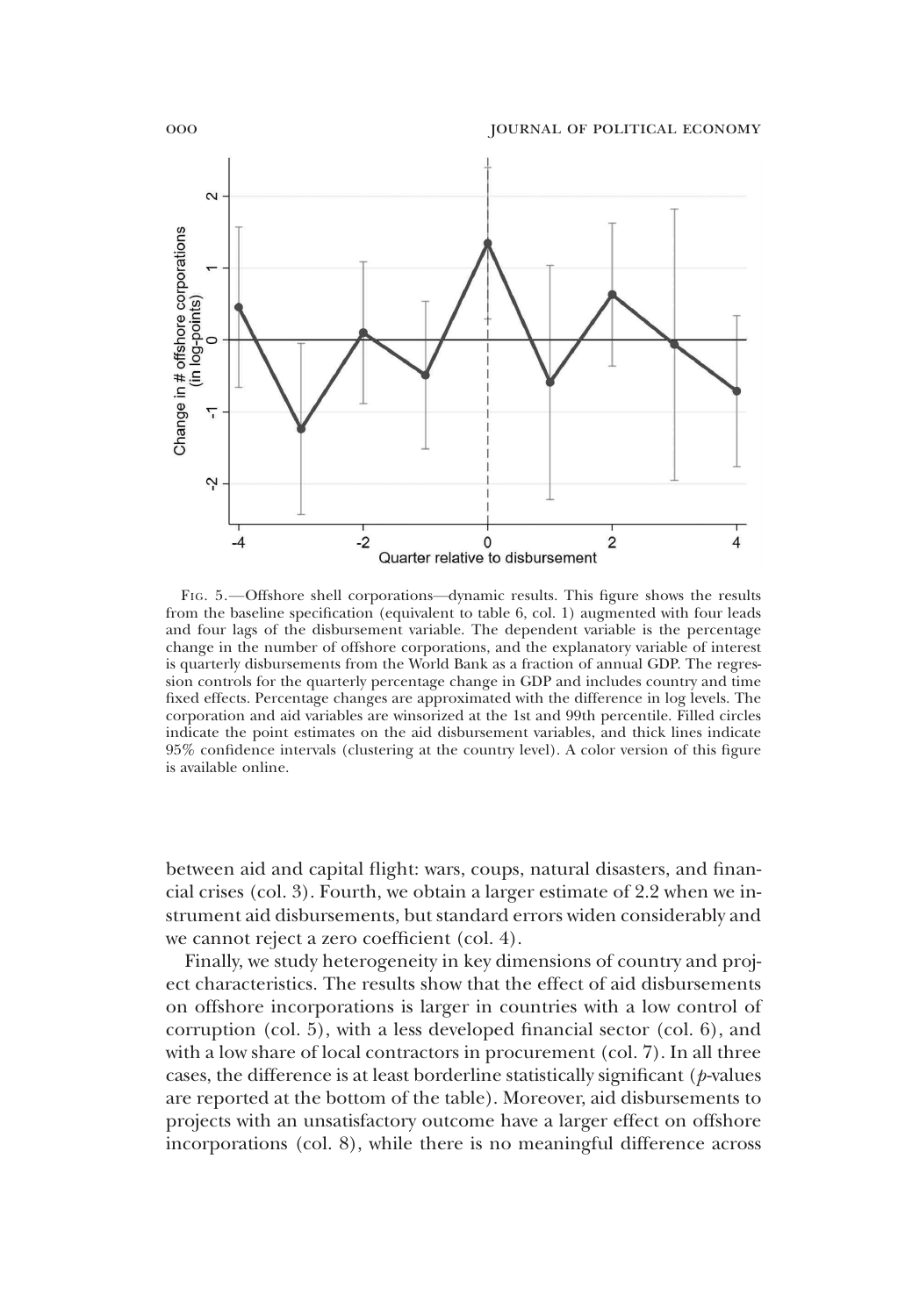Fig. 5.—Offshore shell corporations—dynamic results. This figure shows the results from the baseline specification (equivalent to table 6, col. 1) augmented with four leads and four lags of the disbursement variable. The dependent variable is the percentage change in the number of offshore corporations, and the explanatory variable of interest is quarterly disbursements from the World Bank as a fraction of annual GDP. The regression controls for the quarterly percentage change in GDP and includes country and time fixed effects. Percentage changes are approximated with the difference in log levels. The corporation and aid variables are winsorized at the 1st and 99th percentile. Filled circles indicate the point estimates on the aid disbursement variables, and thick lines indicate 95% confidence intervals (clustering at the country level). A color version of this figure is available online.

between aid and capital flight: wars, coups, natural disasters, and financial crises (col. 3). Fourth, we obtain a larger estimate of 2.2 when we instrument aid disbursements, but standard errors widen considerably and we cannot reject a zero coefficient (col. 4).

Finally, we study heterogeneity in key dimensions of country and project characteristics. The results show that the effect of aid disbursements on offshore incorporations is larger in countries with a low control of corruption (col. 5), with a less developed financial sector (col. 6), and with a low share of local contractors in procurement (col. 7). In all three cases, the difference is at least borderline statistically significant ($p$-values are reported at the bottom of the table). Moreover, aid disbursements to projects with an unsatisfactory outcome have a larger effect on offshore incorporations (col. 8), while there is no meaningful difference across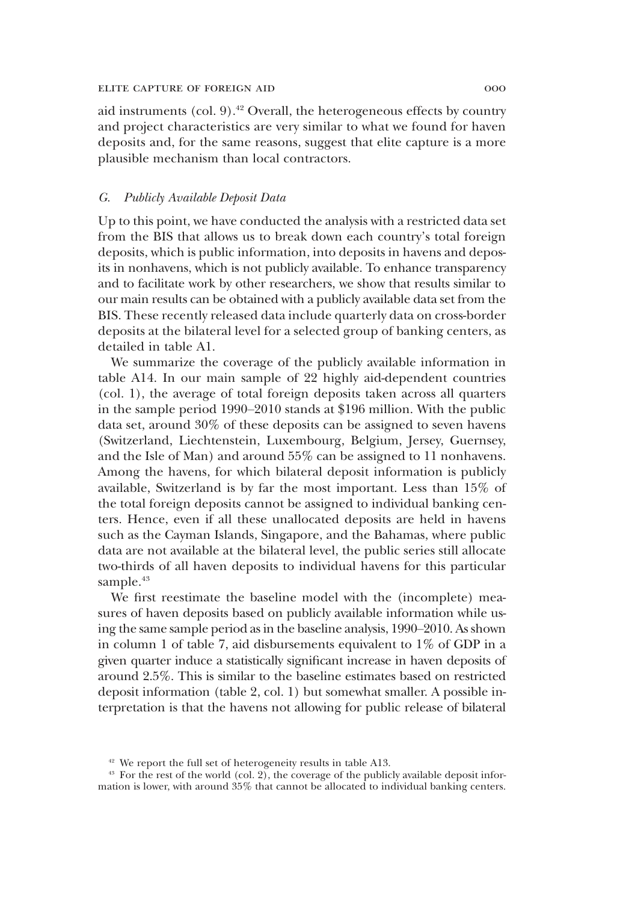aid instruments (col. 9).[42] Overall, the heterogeneous effects by country and project characteristics are very similar to what we found for haven deposits and, for the same reasons, suggest that elite capture is a more plausible mechanism than local contractors.

### *G. Publicly Available Deposit Data*

Up to this point, we have conducted the analysis with a restricted data set from the BIS that allows us to break down each country's total foreign deposits, which is public information, into deposits in havens and deposits in nonhavens, which is not publicly available. To enhance transparency and to facilitate work by other researchers, we show that results similar to our main results can be obtained with a publicly available data set from the BIS. These recently released data include quarterly data on cross-border deposits at the bilateral level for a selected group of banking centers, as detailed in table A1.

We summarize the coverage of the publicly available information in table A14. In our main sample of 22 highly aid-dependent countries (col. 1), the average of total foreign deposits taken across all quarters in the sample period 1990–2010 stands at \$196 million. With the public data set, around 30% of these deposits can be assigned to seven havens (Switzerland, Liechtenstein, Luxembourg, Belgium, Jersey, Guernsey, and the Isle of Man) and around 55% can be assigned to 11 nonhavens. Among the havens, for which bilateral deposit information is publicly available, Switzerland is by far the most important. Less than 15% of the total foreign deposits cannot be assigned to individual banking centers. Hence, even if all these unallocated deposits are held in havens such as the Cayman Islands, Singapore, and the Bahamas, where public data are not available at the bilateral level, the public series still allocate two-thirds of all haven deposits to individual havens for this particular sample.[43]

We first reestimate the baseline model with the (incomplete) measures of haven deposits based on publicly available information while using the same sample period as in the baseline analysis, 1990–2010. As shown in column 1 of table 7, aid disbursements equivalent to 1% of GDP in a given quarter induce a statistically significant increase in haven deposits of around 2.5%. This is similar to the baseline estimates based on restricted deposit information (table 2, col. 1) but somewhat smaller. A possible interpretation is that the havens not allowing for public release of bilateral

---

[42] We report the full set of heterogeneity results in table A13.

[43] For the rest of the world (col. 2), the coverage of the publicly available deposit information is lower, with around 35% that cannot be allocated to individual banking centers.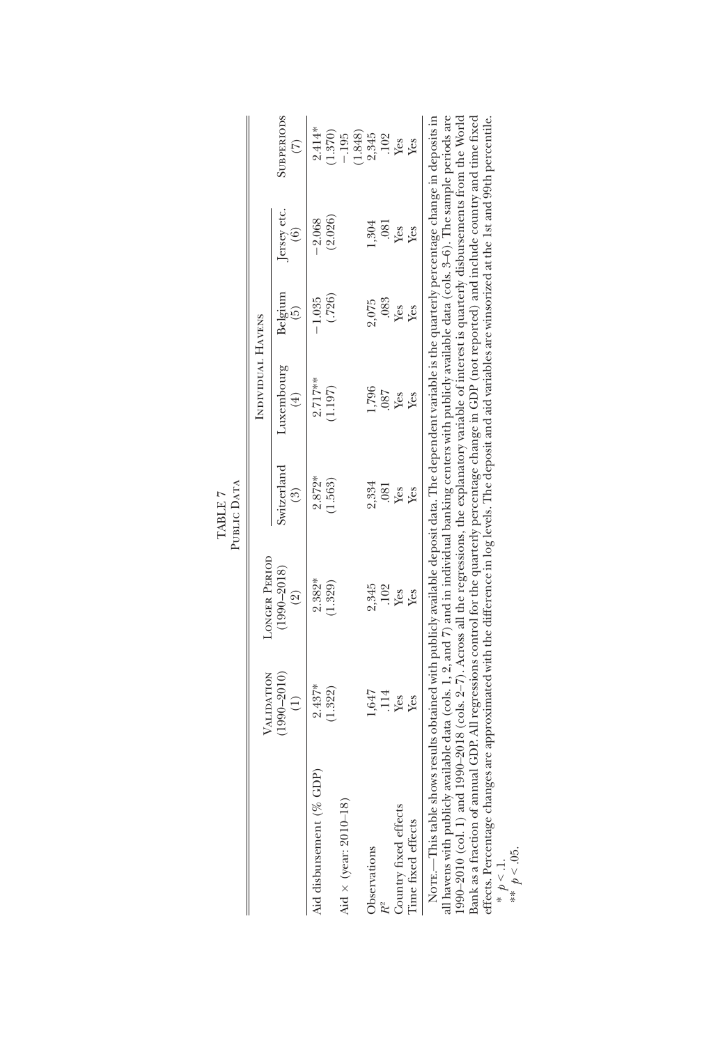TABLE 7

PUBLIC DATA

| | VALIDATION (1990–2010) (1) | LONGER PERIOD (1990–2018) (2) | INDIVIDUAL HAVENS | | | | SUBPERIODS (7) |
|---|---|---|---|---|---|---|---|
| | | | Switzerland (3) | Luxembourg (4) | Belgium (5) | Jersey etc. (6) | |
| Aid disbursement (% GDP) | 2.437* | 2.382* | 2.872* | 2.717** | −1.035 | −2.068 | 2.414* |
| | (1.322) | (1.329) | (1.563) | (1.197) | (.726) | (2.026) | (1.370) |
| Aid × (year: 2010–18) | | | | | | | −.195 |
| | | | | | | | (1.848) |
| Observations | 1,647 | 2,345 | 2,334 | 1,796 | 2,075 | 1,304 | 2,345 |
| $R^2$ | .114 | .102 | .081 | .087 | .083 | .081 | .102 |
| Country fixed effects | Yes | Yes | Yes | Yes | Yes | Yes | Yes |
| Time fixed effects | Yes | Yes | Yes | Yes | Yes | Yes | Yes |

NOTE.—This table shows results obtained with publicly available deposit data. The dependent variable is the quarterly percentage change in deposits in all havens with publicly available data (cols. 1, 2, and 7) and in individual banking centers with publicly available data (cols. 3–6). The sample periods are 1990–2010 (col. 1) and 1990–2018 (cols. 2–7). Across all the regressions, the explanatory variable of interest is quarterly disbursements from the World Bank as a fraction of annual GDP. All regressions control for the quarterly percentage change in GDP (not reported) and include country and time fixed effects. Percentage changes are approximated with the difference in log levels. The deposit and aid variables are winsorized at the 1st and 99th percentile.

\* $p < .1$.

\*\* $p < .05$.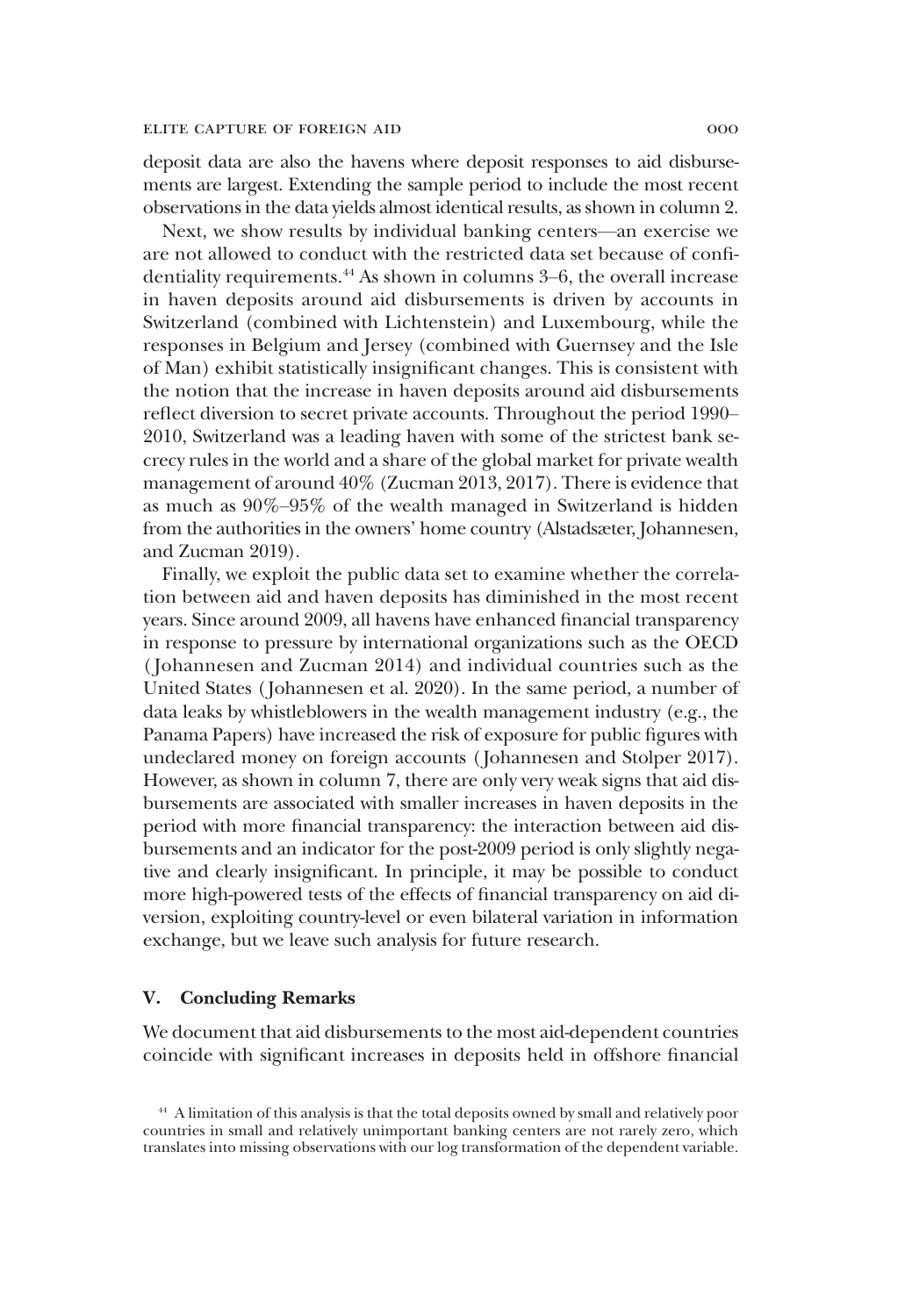deposit data are also the havens where deposit responses to aid disbursements are largest. Extending the sample period to include the most recent observations in the data yields almost identical results, as shown in column 2.

Next, we show results by individual banking centers—an exercise we are not allowed to conduct with the restricted data set because of confidentiality requirements.[44] As shown in columns 3–6, the overall increase in haven deposits around aid disbursements is driven by accounts in Switzerland (combined with Lichtenstein) and Luxembourg, while the responses in Belgium and Jersey (combined with Guernsey and the Isle of Man) exhibit statistically insignificant changes. This is consistent with the notion that the increase in haven deposits around aid disbursements reflect diversion to secret private accounts. Throughout the period 1990–2010, Switzerland was a leading haven with some of the strictest bank secrecy rules in the world and a share of the global market for private wealth management of around 40% (Zucman 2013, 2017). There is evidence that as much as 90%–95% of the wealth managed in Switzerland is hidden from the authorities in the owners' home country (Alstadsæter, Johannesen, and Zucman 2019).

Finally, we exploit the public data set to examine whether the correlation between aid and haven deposits has diminished in the most recent years. Since around 2009, all havens have enhanced financial transparency in response to pressure by international organizations such as the OECD (Johannesen and Zucman 2014) and individual countries such as the United States (Johannesen et al. 2020). In the same period, a number of data leaks by whistleblowers in the wealth management industry (e.g., the Panama Papers) have increased the risk of exposure for public figures with undeclared money on foreign accounts (Johannesen and Stolper 2017). However, as shown in column 7, there are only very weak signs that aid disbursements are associated with smaller increases in haven deposits in the period with more financial transparency: the interaction between aid disbursements and an indicator for the post-2009 period is only slightly negative and clearly insignificant. In principle, it may be possible to conduct more high-powered tests of the effects of financial transparency on aid diversion, exploiting country-level or even bilateral variation in information exchange, but we leave such analysis for future research.

## V. Concluding Remarks

We document that aid disbursements to the most aid-dependent countries coincide with significant increases in deposits held in offshore financial

[44] A limitation of this analysis is that the total deposits owned by small and relatively poor countries in small and relatively unimportant banking centers are not rarely zero, which translates into missing observations with our log transformation of the dependent variable.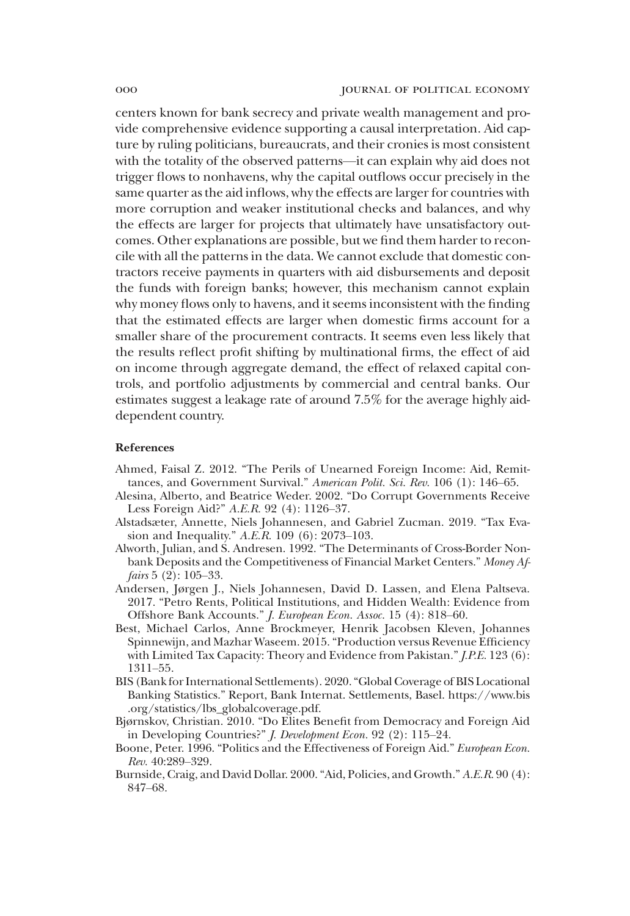centers known for bank secrecy and private wealth management and provide comprehensive evidence supporting a causal interpretation. Aid capture by ruling politicians, bureaucrats, and their cronies is most consistent with the totality of the observed patterns—it can explain why aid does not trigger flows to nonhavens, why the capital outflows occur precisely in the same quarter as the aid inflows, why the effects are larger for countries with more corruption and weaker institutional checks and balances, and why the effects are larger for projects that ultimately have unsatisfactory outcomes. Other explanations are possible, but we find them harder to reconcile with all the patterns in the data. We cannot exclude that domestic contractors receive payments in quarters with aid disbursements and deposit the funds with foreign banks; however, this mechanism cannot explain why money flows only to havens, and it seems inconsistent with the finding that the estimated effects are larger when domestic firms account for a smaller share of the procurement contracts. It seems even less likely that the results reflect profit shifting by multinational firms, the effect of aid on income through aggregate demand, the effect of relaxed capital controls, and portfolio adjustments by commercial and central banks. Our estimates suggest a leakage rate of around 7.5% for the average highly aid-dependent country.

## References

Ahmed, Faisal Z. 2012. "The Perils of Unearned Foreign Income: Aid, Remittances, and Government Survival." *American Polit. Sci. Rev.* 106 (1): 146–65.

Alesina, Alberto, and Beatrice Weder. 2002. "Do Corrupt Governments Receive Less Foreign Aid?" *A.E.R.* 92 (4): 1126–37.

Alstadsæter, Annette, Niels Johannesen, and Gabriel Zucman. 2019. "Tax Evasion and Inequality." *A.E.R.* 109 (6): 2073–103.

Alworth, Julian, and S. Andresen. 1992. "The Determinants of Cross-Border Nonbank Deposits and the Competitiveness of Financial Market Centers." *Money Affairs* 5 (2): 105–33.

Andersen, Jørgen J., Niels Johannesen, David D. Lassen, and Elena Paltseva. 2017. "Petro Rents, Political Institutions, and Hidden Wealth: Evidence from Offshore Bank Accounts." *J. European Econ. Assoc.* 15 (4): 818–60.

Best, Michael Carlos, Anne Brockmeyer, Henrik Jacobsen Kleven, Johannes Spinnewijn, and Mazhar Waseem. 2015. "Production versus Revenue Efficiency with Limited Tax Capacity: Theory and Evidence from Pakistan." *J.P.E.* 123 (6): 1311–55.

BIS (Bank for International Settlements). 2020. "Global Coverage of BIS Locational Banking Statistics." Report, Bank Internat. Settlements, Basel. https://www.bis.org/statistics/lbs_globalcoverage.pdf.

Bjørnskov, Christian. 2010. "Do Elites Benefit from Democracy and Foreign Aid in Developing Countries?" *J. Development Econ.* 92 (2): 115–24.

Boone, Peter. 1996. "Politics and the Effectiveness of Foreign Aid." *European Econ. Rev.* 40:289–329.

Burnside, Craig, and David Dollar. 2000. "Aid, Policies, and Growth." *A.E.R.* 90 (4): 847–68.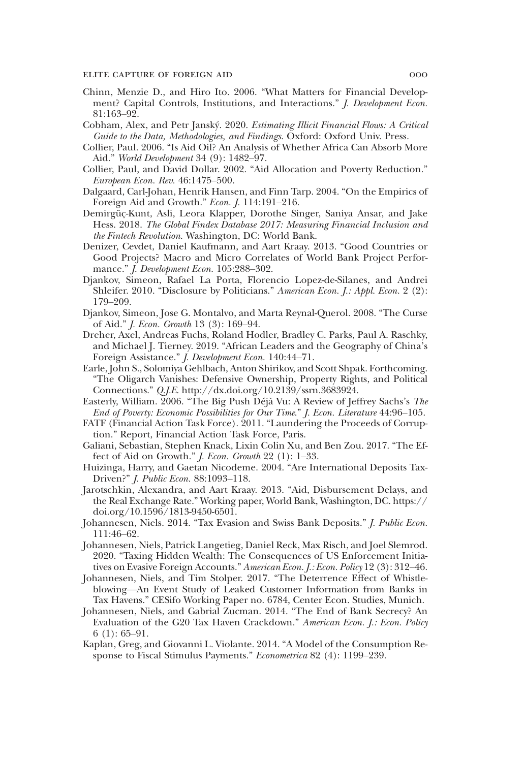Chinn, Menzie D., and Hiro Ito. 2006. "What Matters for Financial Development? Capital Controls, Institutions, and Interactions." *J. Development Econ.* 81:163–92.

Cobham, Alex, and Petr Janský. 2020. *Estimating Illicit Financial Flows: A Critical Guide to the Data, Methodologies, and Findings*. Oxford: Oxford Univ. Press.

Collier, Paul. 2006. "Is Aid Oil? An Analysis of Whether Africa Can Absorb More Aid." *World Development* 34 (9): 1482–97.

Collier, Paul, and David Dollar. 2002. "Aid Allocation and Poverty Reduction." *European Econ. Rev.* 46:1475–500.

Dalgaard, Carl-Johan, Henrik Hansen, and Finn Tarp. 2004. "On the Empirics of Foreign Aid and Growth." *Econ. J.* 114:191–216.

Demirgüç-Kunt, Asli, Leora Klapper, Dorothe Singer, Saniya Ansar, and Jake Hess. 2018. *The Global Findex Database 2017: Measuring Financial Inclusion and the Fintech Revolution*. Washington, DC: World Bank.

Denizer, Cevdet, Daniel Kaufmann, and Aart Kraay. 2013. "Good Countries or Good Projects? Macro and Micro Correlates of World Bank Project Performance." *J. Development Econ.* 105:288–302.

Djankov, Simeon, Rafael La Porta, Florencio Lopez-de-Silanes, and Andrei Shleifer. 2010. "Disclosure by Politicians." *American Econ. J.: Appl. Econ.* 2 (2): 179–209.

Djankov, Simeon, Jose G. Montalvo, and Marta Reynal-Querol. 2008. "The Curse of Aid." *J. Econ. Growth* 13 (3): 169–94.

Dreher, Axel, Andreas Fuchs, Roland Hodler, Bradley C. Parks, Paul A. Raschky, and Michael J. Tierney. 2019. "African Leaders and the Geography of China's Foreign Assistance." *J. Development Econ.* 140:44–71.

Earle, John S., Solomiya Gehlbach, Anton Shirikov, and Scott Shpak. Forthcoming. "The Oligarch Vanishes: Defensive Ownership, Property Rights, and Political Connections." *Q.J.E.* http://dx.doi.org/10.2139/ssrn.3683924.

Easterly, William. 2006. "The Big Push Déjà Vu: A Review of Jeffrey Sachs's *The End of Poverty: Economic Possibilities for Our Time*." *J. Econ. Literature* 44:96–105.

FATF (Financial Action Task Force). 2011. "Laundering the Proceeds of Corruption." Report, Financial Action Task Force, Paris.

Galiani, Sebastian, Stephen Knack, Lixin Colin Xu, and Ben Zou. 2017. "The Effect of Aid on Growth." *J. Econ. Growth* 22 (1): 1–33.

Huizinga, Harry, and Gaetan Nicodeme. 2004. "Are International Deposits Tax-Driven?" *J. Public Econ.* 88:1093–118.

Jarotschkin, Alexandra, and Aart Kraay. 2013. "Aid, Disbursement Delays, and the Real Exchange Rate." Working paper, World Bank, Washington, DC. https://doi.org/10.1596/1813-9450-6501.

Johannesen, Niels. 2014. "Tax Evasion and Swiss Bank Deposits." *J. Public Econ.* 111:46–62.

Johannesen, Niels, Patrick Langetieg, Daniel Reck, Max Risch, and Joel Slemrod. 2020. "Taxing Hidden Wealth: The Consequences of US Enforcement Initiatives on Evasive Foreign Accounts." *American Econ. J.: Econ. Policy* 12 (3): 312–46.

Johannesen, Niels, and Tim Stolper. 2017. "The Deterrence Effect of Whistleblowing—An Event Study of Leaked Customer Information from Banks in Tax Havens." CESifo Working Paper no. 6784, Center Econ. Studies, Munich.

Johannesen, Niels, and Gabrial Zucman. 2014. "The End of Bank Secrecy? An Evaluation of the G20 Tax Haven Crackdown." *American Econ. J.: Econ. Policy* 6 (1): 65–91.

Kaplan, Greg, and Giovanni L. Violante. 2014. "A Model of the Consumption Response to Fiscal Stimulus Payments." *Econometrica* 82 (4): 1199–239.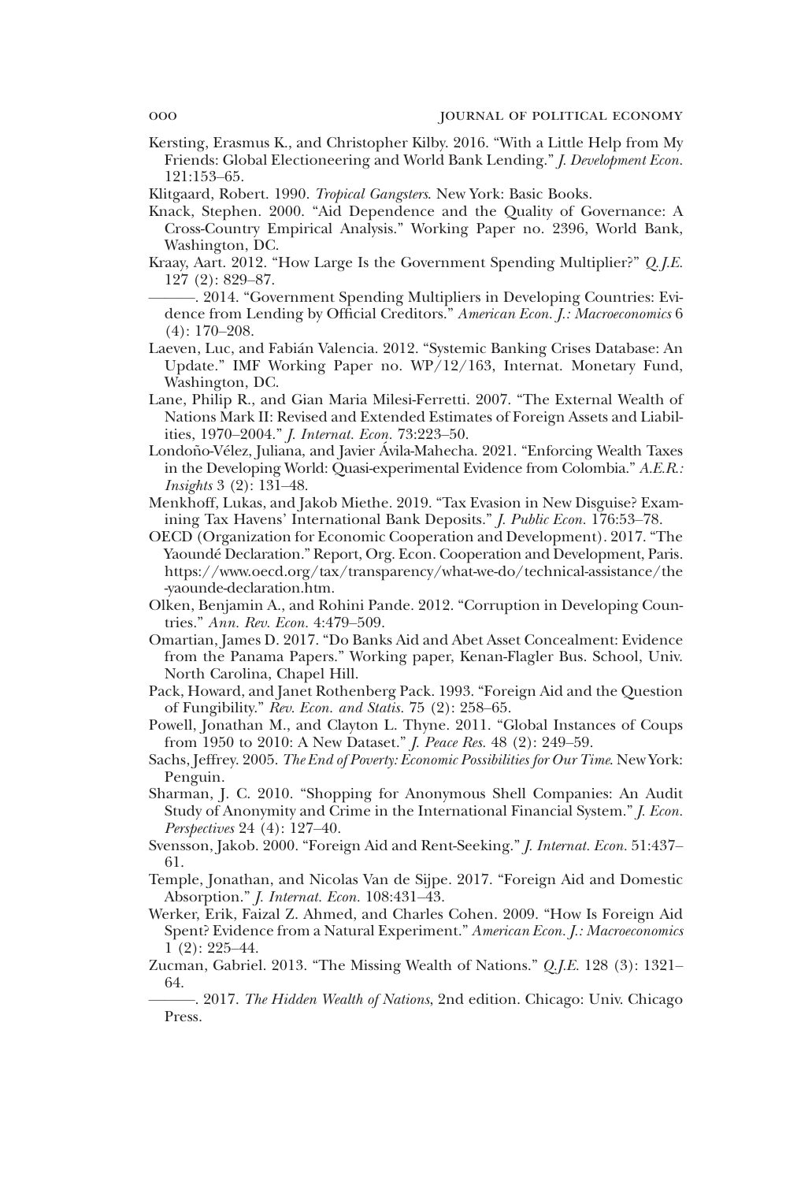Kersting, Erasmus K., and Christopher Kilby. 2016. "With a Little Help from My Friends: Global Electioneering and World Bank Lending." *J. Development Econ.* 121:153–65.

Klitgaard, Robert. 1990. *Tropical Gangsters*. New York: Basic Books.

Knack, Stephen. 2000. "Aid Dependence and the Quality of Governance: A Cross-Country Empirical Analysis." Working Paper no. 2396, World Bank, Washington, DC.

Kraay, Aart. 2012. "How Large Is the Government Spending Multiplier?" *Q.J.E.* 127 (2): 829–87.

———. 2014. "Government Spending Multipliers in Developing Countries: Evidence from Lending by Official Creditors." *American Econ. J.: Macroeconomics* 6 (4): 170–208.

Laeven, Luc, and Fabián Valencia. 2012. "Systemic Banking Crises Database: An Update." IMF Working Paper no. WP/12/163, Internat. Monetary Fund, Washington, DC.

Lane, Philip R., and Gian Maria Milesi-Ferretti. 2007. "The External Wealth of Nations Mark II: Revised and Extended Estimates of Foreign Assets and Liabilities, 1970–2004." *J. Internat. Econ.* 73:223–50.

Londoño-Vélez, Juliana, and Javier Ávila-Mahecha. 2021. "Enforcing Wealth Taxes in the Developing World: Quasi-experimental Evidence from Colombia." *A.E.R.: Insights* 3 (2): 131–48.

Menkhoff, Lukas, and Jakob Miethe. 2019. "Tax Evasion in New Disguise? Examining Tax Havens' International Bank Deposits." *J. Public Econ.* 176:53–78.

OECD (Organization for Economic Cooperation and Development). 2017. "The Yaoundé Declaration." Report, Org. Econ. Cooperation and Development, Paris. https://www.oecd.org/tax/transparency/what-we-do/technical-assistance/the-yaounde-declaration.htm.

Olken, Benjamin A., and Rohini Pande. 2012. "Corruption in Developing Countries." *Ann. Rev. Econ.* 4:479–509.

Omartian, James D. 2017. "Do Banks Aid and Abet Asset Concealment: Evidence from the Panama Papers." Working paper, Kenan-Flagler Bus. School, Univ. North Carolina, Chapel Hill.

Pack, Howard, and Janet Rothenberg Pack. 1993. "Foreign Aid and the Question of Fungibility." *Rev. Econ. and Statis.* 75 (2): 258–65.

Powell, Jonathan M., and Clayton L. Thyne. 2011. "Global Instances of Coups from 1950 to 2010: A New Dataset." *J. Peace Res.* 48 (2): 249–59.

Sachs, Jeffrey. 2005. *The End of Poverty: Economic Possibilities for Our Time*. New York: Penguin.

Sharman, J. C. 2010. "Shopping for Anonymous Shell Companies: An Audit Study of Anonymity and Crime in the International Financial System." *J. Econ. Perspectives* 24 (4): 127–40.

Svensson, Jakob. 2000. "Foreign Aid and Rent-Seeking." *J. Internat. Econ.* 51:437–61.

Temple, Jonathan, and Nicolas Van de Sijpe. 2017. "Foreign Aid and Domestic Absorption." *J. Internat. Econ.* 108:431–43.

Werker, Erik, Faizal Z. Ahmed, and Charles Cohen. 2009. "How Is Foreign Aid Spent? Evidence from a Natural Experiment." *American Econ. J.: Macroeconomics* 1 (2): 225–44.

Zucman, Gabriel. 2013. "The Missing Wealth of Nations." *Q.J.E.* 128 (3): 1321–64.

———. 2017. *The Hidden Wealth of Nations*, 2nd edition. Chicago: Univ. Chicago Press.